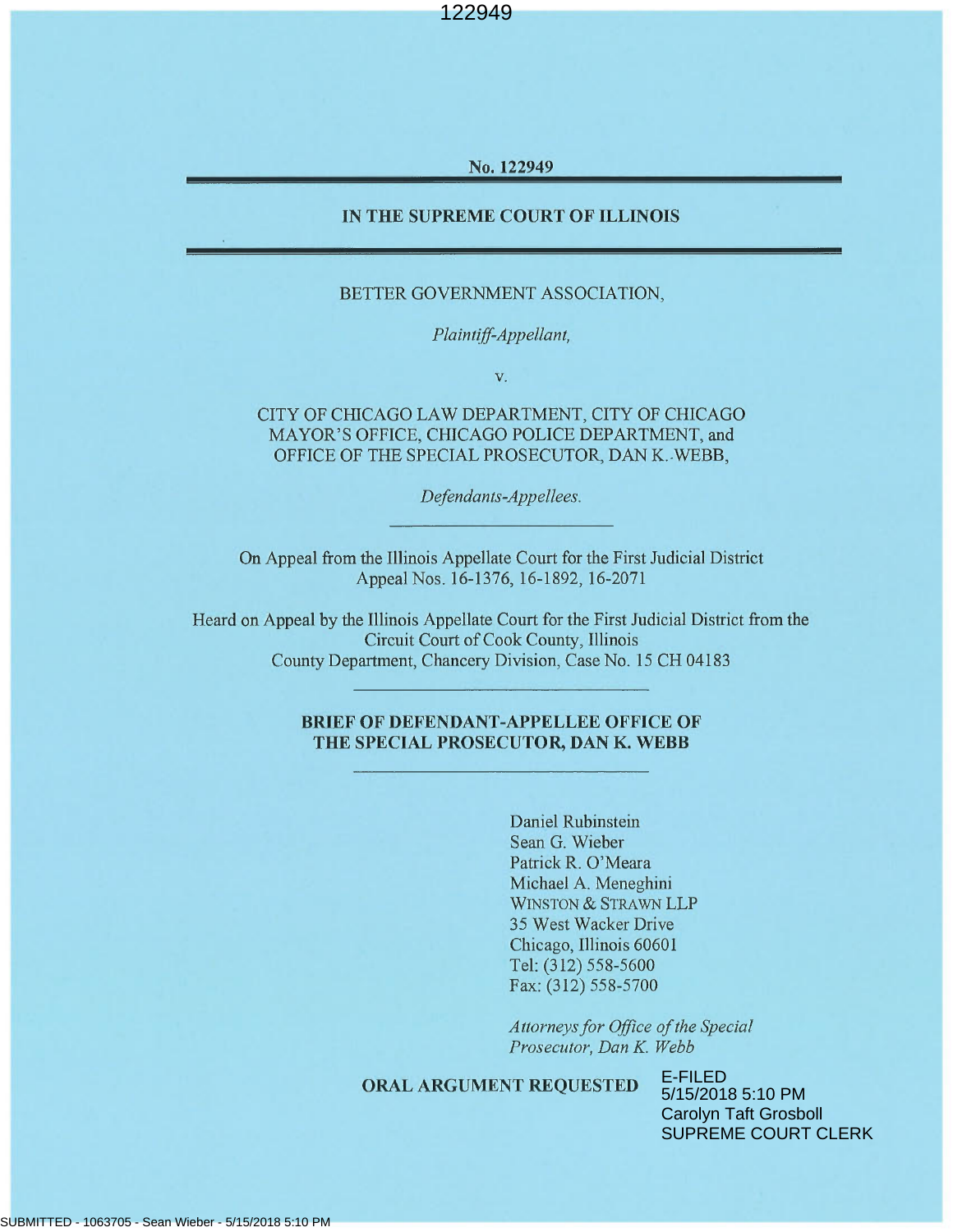No. 122949

# IN THE SUPREME COURT OF ILLINOIS

BETTER GOVERNMENT ASSOCIATION,

*Plaintiff-Appellant,*

v.

CITY OF CHICAGO LAW DEPARTMENT, CITY OF CHICAGO MAYOR'S OFFICE, CHICAGO POLICE DEPARTMENT, and OFFICE OF THE SPECIAL PROSECUTOR, DAN K. WEBB,

*Defendants-Appellees.*

On Appeal from the Illinois Appellate Court for the First Judicial District
Appeal Nos. 16-1376, 16-1892, 16-2071

Heard on Appeal by the Illinois Appellate Court for the First Judicial District from the Circuit Court of Cook County, Illinois
County Department, Chancery Division, Case No. 15 CH 04183

## BRIEF OF DEFENDANT-APPELLEE OFFICE OF THE SPECIAL PROSECUTOR, DAN K. WEBB

Daniel Rubinstein
Sean G. Wieber
Patrick R. O'Meara
Michael A. Meneghini
WINSTON & STRAWN LLP
35 West Wacker Drive
Chicago, Illinois 60601
Tel: (312) 558-5600
Fax: (312) 558-5700

*Attorneys for Office of the Special Prosecutor, Dan K. Webb*

**ORAL ARGUMENT REQUESTED**

E-FILED
5/15/2018 5:10 PM
Carolyn Taft Grosboll
SUPREME COURT CLERK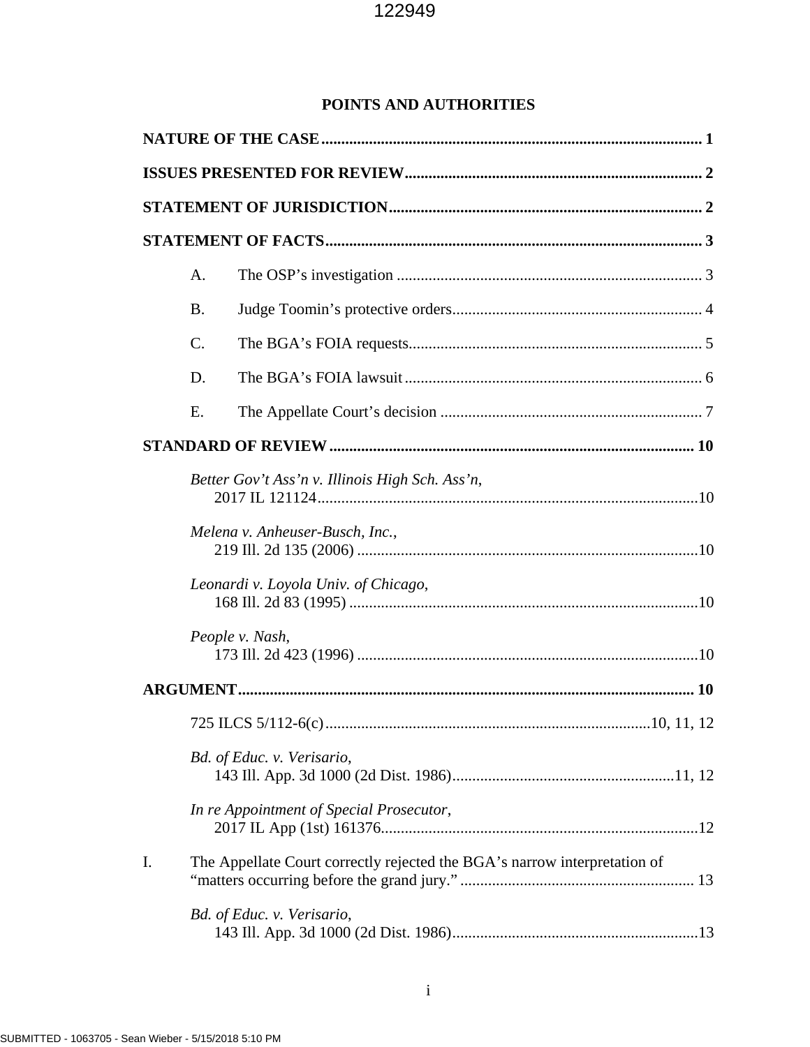# POINTS AND AUTHORITIES

**NATURE OF THE CASE** ..... 1

**ISSUES PRESENTED FOR REVIEW** ..... 2

**STATEMENT OF JURISDICTION** ..... 2

**STATEMENT OF FACTS** ..... 3

A. The OSP's investigation ..... 3

B. Judge Toomin's protective orders ..... 4

C. The BGA's FOIA requests ..... 5

D. The BGA's FOIA lawsuit ..... 6

E. The Appellate Court's decision ..... 7

**STANDARD OF REVIEW** ..... 10

*Better Gov't Ass'n v. Illinois High Sch. Ass'n*, 2017 IL 121124 ..... 10

*Melena v. Anheuser-Busch, Inc.*, 219 Ill. 2d 135 (2006) ..... 10

*Leonardi v. Loyola Univ. of Chicago*, 168 Ill. 2d 83 (1995) ..... 10

*People v. Nash*, 173 Ill. 2d 423 (1996) ..... 10

**ARGUMENT** ..... 10

725 ILCS 5/112-6(c) ..... 10, 11, 12

*Bd. of Educ. v. Verisario*, 143 Ill. App. 3d 1000 (2d Dist. 1986) ..... 11, 12

*In re Appointment of Special Prosecutor*, 2017 IL App (1st) 161376 ..... 12

I. The Appellate Court correctly rejected the BGA's narrow interpretation of "matters occurring before the grand jury." ..... 13

*Bd. of Educ. v. Verisario*, 143 Ill. App. 3d 1000 (2d Dist. 1986) ..... 13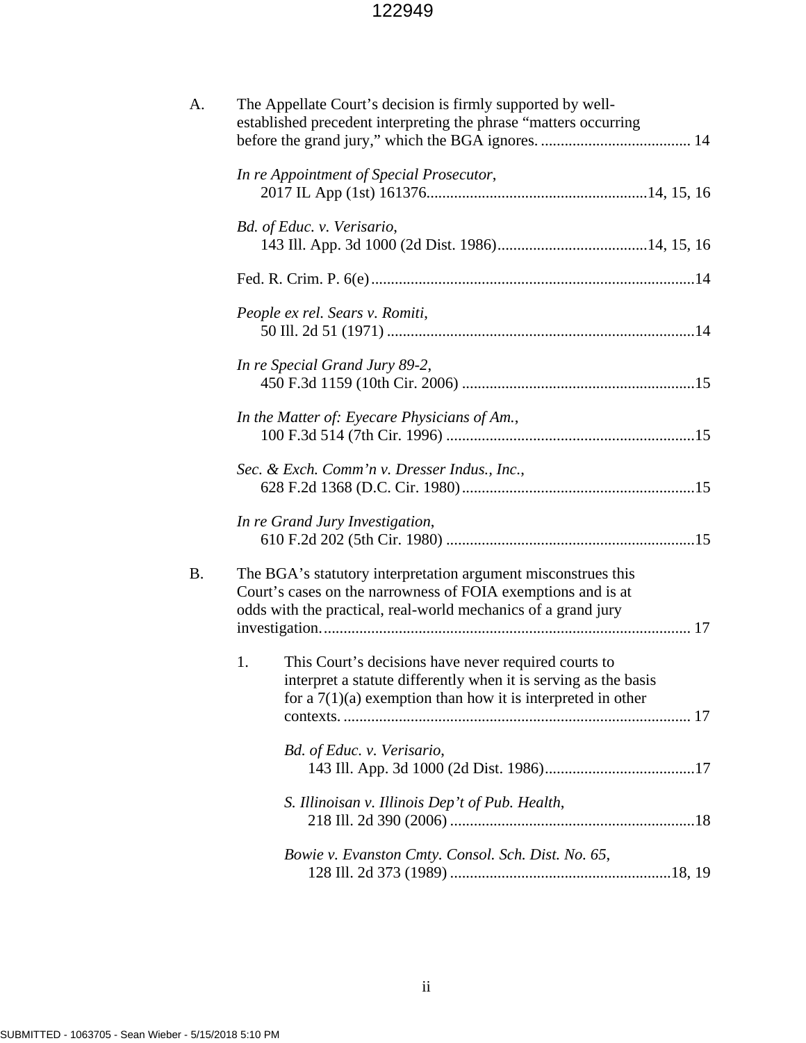A. The Appellate Court's decision is firmly supported by well-established precedent interpreting the phrase "matters occurring before the grand jury," which the BGA ignores. ...................................... 14

*In re Appointment of Special Prosecutor*,
2017 IL App (1st) 161376....................................................... 14, 15, 16

*Bd. of Educ. v. Verisario*,
143 Ill. App. 3d 1000 (2d Dist. 1986)...................................... 14, 15, 16

Fed. R. Crim. P. 6(e).................................................................................. 14

*People ex rel. Sears v. Romiti*,
50 Ill. 2d 51 (1971) .............................................................................. 14

*In re Special Grand Jury 89-2*,
450 F.3d 1159 (10th Cir. 2006) ........................................................... 15

*In the Matter of: Eyecare Physicians of Am.*,
100 F.3d 514 (7th Cir. 1996) .............................................................. 15

*Sec. & Exch. Comm'n v. Dresser Indus., Inc.*,
628 F.2d 1368 (D.C. Cir. 1980)........................................................... 15

*In re Grand Jury Investigation*,
610 F.2d 202 (5th Cir. 1980) ............................................................... 15

B. The BGA's statutory interpretation argument misconstrues this Court's cases on the narrowness of FOIA exemptions and is at odds with the practical, real-world mechanics of a grand jury investigation............................................................................................. 17

1. This Court's decisions have never required courts to interpret a statute differently when it is serving as the basis for a 7(1)(a) exemption than how it is interpreted in other contexts. ......................................................................................... 17

*Bd. of Educ. v. Verisario*,
143 Ill. App. 3d 1000 (2d Dist. 1986)...................................... 17

*S. Illinoisan v. Illinois Dep't of Pub. Health*,
218 Ill. 2d 390 (2006) ............................................................. 18

*Bowie v. Evanston Cmty. Consol. Sch. Dist. No. 65*,
128 Ill. 2d 373 (1989) ........................................................ 18, 19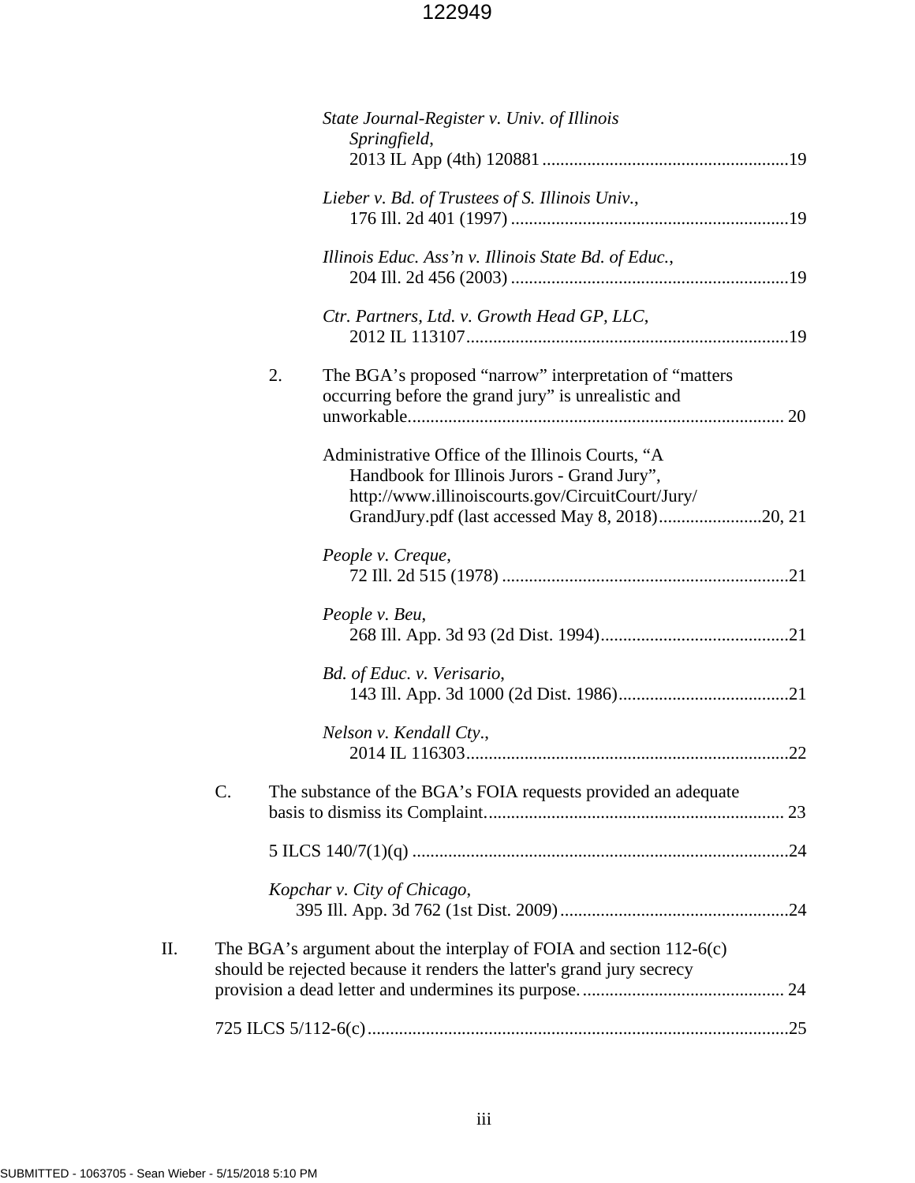*State Journal-Register v. Univ. of Illinois Springfield*,
2013 IL App (4th) 120881 .......................................................19

*Lieber v. Bd. of Trustees of S. Illinois Univ.*,
176 Ill. 2d 401 (1997) .............................................................19

*Illinois Educ. Ass'n v. Illinois State Bd. of Educ.*,
204 Ill. 2d 456 (2003) .............................................................19

*Ctr. Partners, Ltd. v. Growth Head GP, LLC*,
2012 IL 113107.......................................................................19

2. The BGA's proposed "narrow" interpretation of "matters occurring before the grand jury" is unrealistic and unworkable................................................................................... 20

Administrative Office of the Illinois Courts, "A Handbook for Illinois Jurors - Grand Jury", http://www.illinoiscourts.gov/CircuitCourt/Jury/GrandJury.pdf (last accessed May 8, 2018).......................20, 21

*People v. Creque*,
72 Ill. 2d 515 (1978) ...............................................................21

*People v. Beu*,
268 Ill. App. 3d 93 (2d Dist. 1994)..........................................21

*Bd. of Educ. v. Verisario*,
143 Ill. App. 3d 1000 (2d Dist. 1986)......................................21

*Nelson v. Kendall Cty.*,
2014 IL 116303.......................................................................22

C. The substance of the BGA's FOIA requests provided an adequate basis to dismiss its Complaint.................................................................. 23

5 ILCS 140/7(1)(q) ...................................................................................24

*Kopchar v. City of Chicago*,
395 Ill. App. 3d 762 (1st Dist. 2009)...................................................24

II. The BGA's argument about the interplay of FOIA and section 112-6(c) should be rejected because it renders the latter's grand jury secrecy provision a dead letter and undermines its purpose............................................. 24

725 ILCS 5/112-6(c).............................................................................................25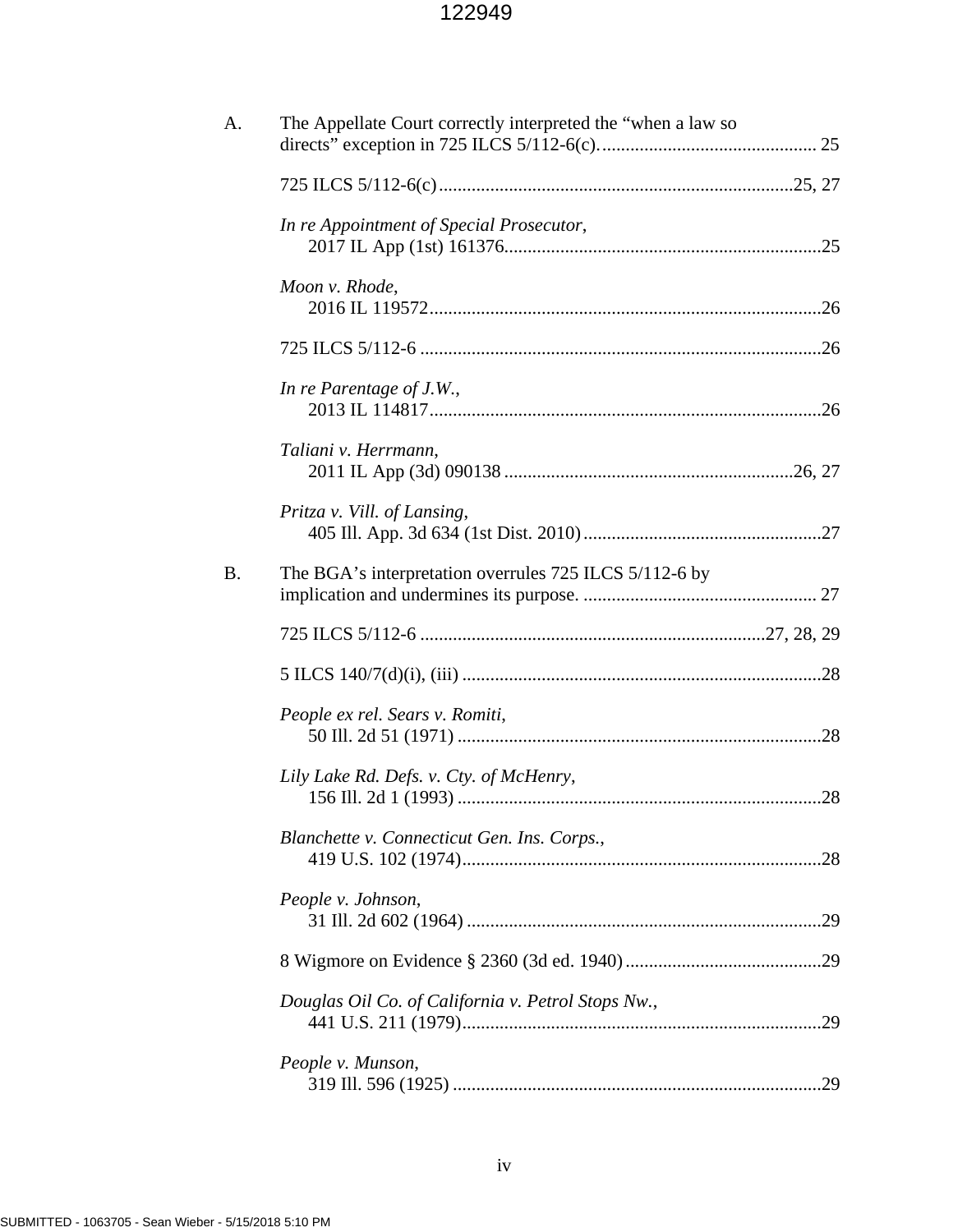A. The Appellate Court correctly interpreted the "when a law so directs" exception in 725 ILCS 5/112-6(c). .............................................. 25

725 ILCS 5/112-6(c)...........................................................................25, 27

*In re Appointment of Special Prosecutor*,
2017 IL App (1st) 161376...................................................................25

*Moon v. Rhode*,
2016 IL 119572...................................................................................26

725 ILCS 5/112-6 .....................................................................................26

*In re Parentage of J.W.*,
2013 IL 114817...................................................................................26

*Taliani v. Herrmann*,
2011 IL App (3d) 090138 .............................................................26, 27

*Pritza v. Vill. of Lansing*,
405 Ill. App. 3d 634 (1st Dist. 2010)...................................................27

B. The BGA's interpretation overrules 725 ILCS 5/112-6 by implication and undermines its purpose. .................................................. 27

725 ILCS 5/112-6 ........................................................................27, 28, 29

5 ILCS 140/7(d)(i), (iii) ............................................................................28

*People ex rel. Sears v. Romiti*,
50 Ill. 2d 51 (1971) .............................................................................28

*Lily Lake Rd. Defs. v. Cty. of McHenry*,
156 Ill. 2d 1 (1993) .............................................................................28

*Blanchette v. Connecticut Gen. Ins. Corps.*,
419 U.S. 102 (1974)............................................................................28

*People v. Johnson*,
31 Ill. 2d 602 (1964) ...........................................................................29

8 Wigmore on Evidence § 2360 (3d ed. 1940)..........................................29

*Douglas Oil Co. of California v. Petrol Stops Nw.*,
441 U.S. 211 (1979)............................................................................29

*People v. Munson*,
319 Ill. 596 (1925) ..............................................................................29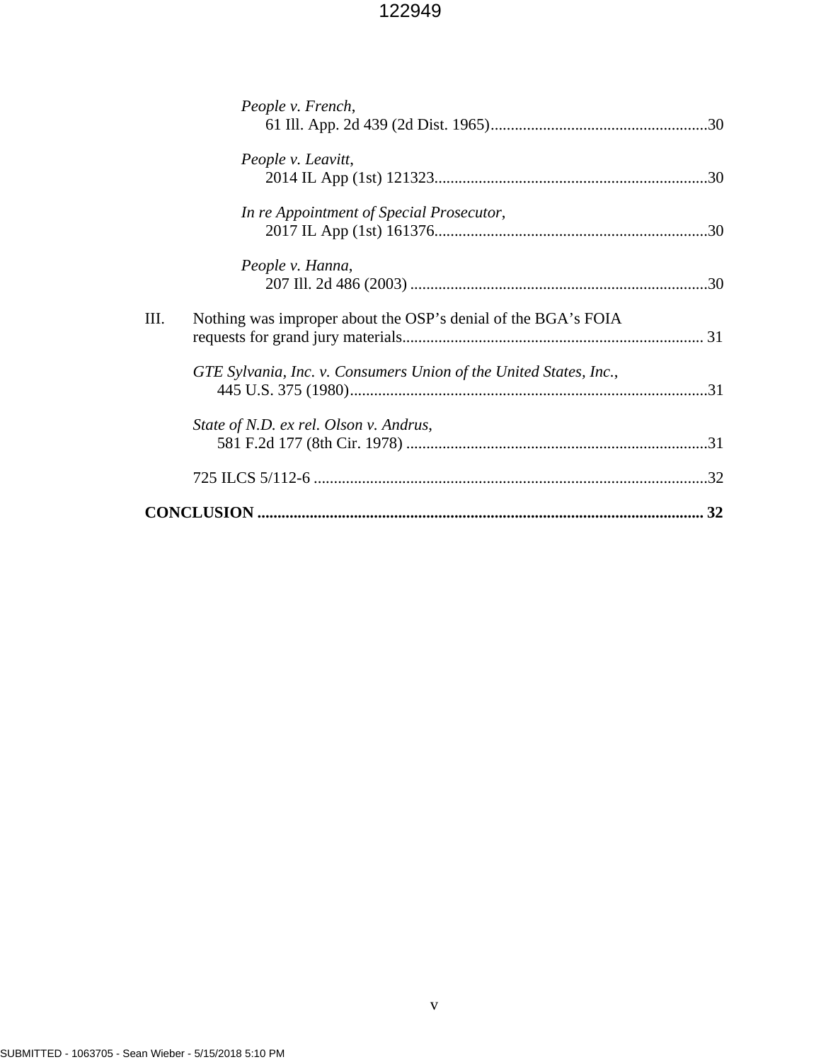*People v. French*,
61 Ill. App. 2d 439 (2d Dist. 1965)......................................................30

*People v. Leavitt*,
2014 IL App (1st) 121323....................................................................30

*In re Appointment of Special Prosecutor*,
2017 IL App (1st) 161376....................................................................30

*People v. Hanna*,
207 Ill. 2d 486 (2003) ..........................................................................30

III. Nothing was improper about the OSP's denial of the BGA's FOIA requests for grand jury materials.......................................................................... 31

*GTE Sylvania, Inc. v. Consumers Union of the United States, Inc.*,
445 U.S. 375 (1980).........................................................................................31

*State of N.D. ex rel. Olson v. Andrus*,
581 F.2d 177 (8th Cir. 1978) ..........................................................................31

725 ILCS 5/112-6 ................................................................................................32

**CONCLUSION ............................................................................................................. 32**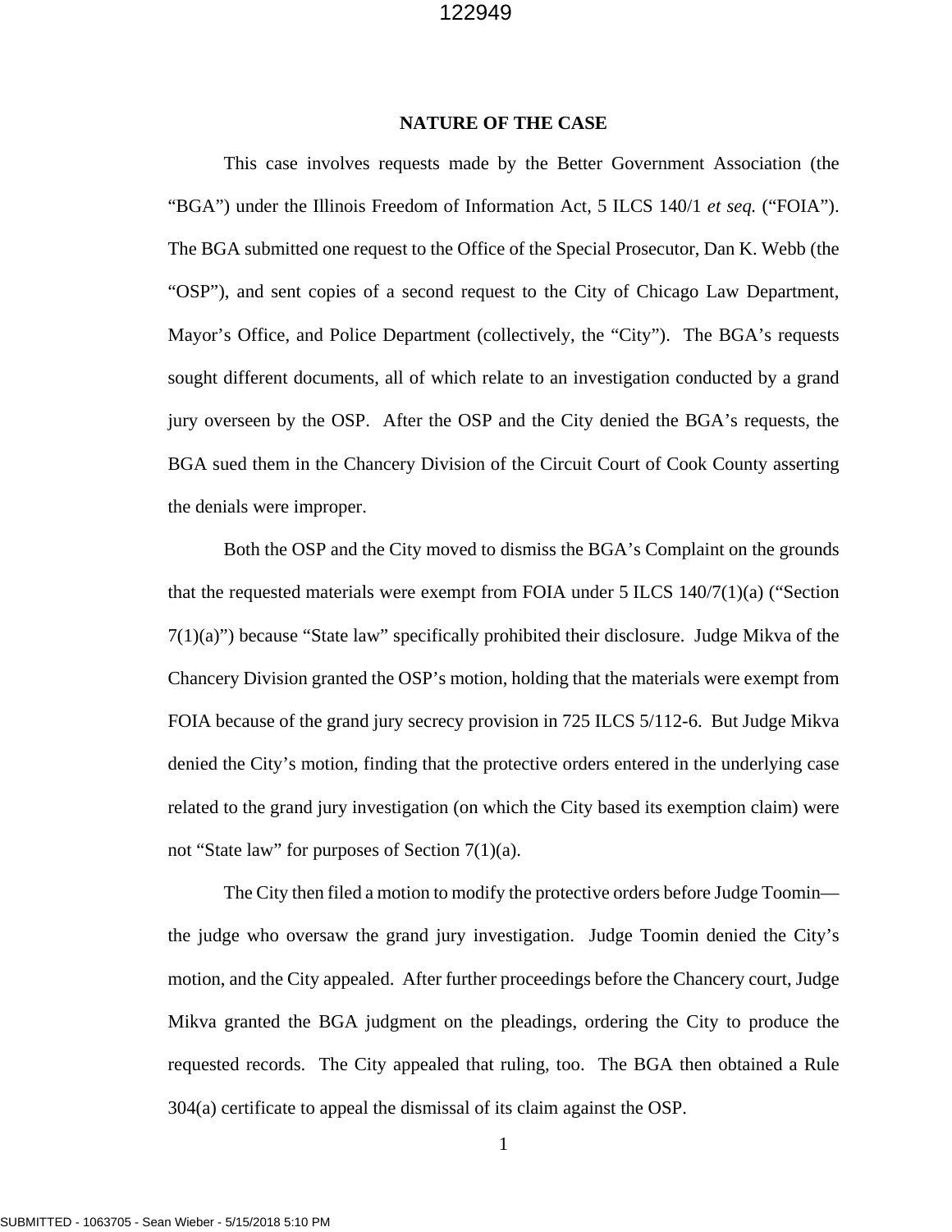## NATURE OF THE CASE

This case involves requests made by the Better Government Association (the "BGA") under the Illinois Freedom of Information Act, 5 ILCS 140/1 *et seq.* ("FOIA"). The BGA submitted one request to the Office of the Special Prosecutor, Dan K. Webb (the "OSP"), and sent copies of a second request to the City of Chicago Law Department, Mayor's Office, and Police Department (collectively, the "City"). The BGA's requests sought different documents, all of which relate to an investigation conducted by a grand jury overseen by the OSP. After the OSP and the City denied the BGA's requests, the BGA sued them in the Chancery Division of the Circuit Court of Cook County asserting the denials were improper.

Both the OSP and the City moved to dismiss the BGA's Complaint on the grounds that the requested materials were exempt from FOIA under 5 ILCS 140/7(1)(a) ("Section 7(1)(a)") because "State law" specifically prohibited their disclosure. Judge Mikva of the Chancery Division granted the OSP's motion, holding that the materials were exempt from FOIA because of the grand jury secrecy provision in 725 ILCS 5/112-6. But Judge Mikva denied the City's motion, finding that the protective orders entered in the underlying case related to the grand jury investigation (on which the City based its exemption claim) were not "State law" for purposes of Section 7(1)(a).

The City then filed a motion to modify the protective orders before Judge Toomin—the judge who oversaw the grand jury investigation. Judge Toomin denied the City's motion, and the City appealed. After further proceedings before the Chancery court, Judge Mikva granted the BGA judgment on the pleadings, ordering the City to produce the requested records. The City appealed that ruling, too. The BGA then obtained a Rule 304(a) certificate to appeal the dismissal of its claim against the OSP.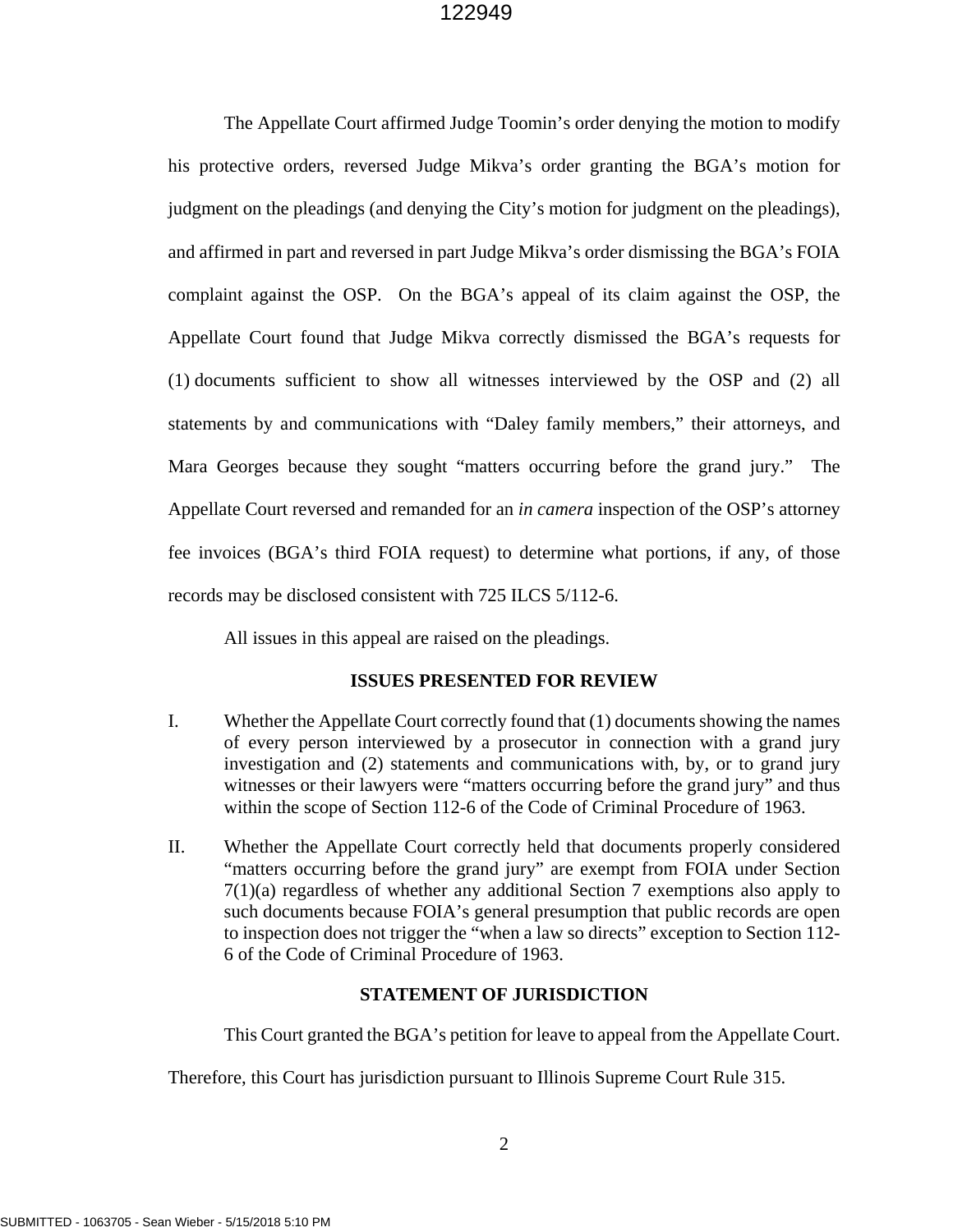The Appellate Court affirmed Judge Toomin's order denying the motion to modify his protective orders, reversed Judge Mikva's order granting the BGA's motion for judgment on the pleadings (and denying the City's motion for judgment on the pleadings), and affirmed in part and reversed in part Judge Mikva's order dismissing the BGA's FOIA complaint against the OSP. On the BGA's appeal of its claim against the OSP, the Appellate Court found that Judge Mikva correctly dismissed the BGA's requests for (1) documents sufficient to show all witnesses interviewed by the OSP and (2) all statements by and communications with "Daley family members," their attorneys, and Mara Georges because they sought "matters occurring before the grand jury." The Appellate Court reversed and remanded for an *in camera* inspection of the OSP's attorney fee invoices (BGA's third FOIA request) to determine what portions, if any, of those records may be disclosed consistent with 725 ILCS 5/112-6.

All issues in this appeal are raised on the pleadings.

## ISSUES PRESENTED FOR REVIEW

I. Whether the Appellate Court correctly found that (1) documents showing the names of every person interviewed by a prosecutor in connection with a grand jury investigation and (2) statements and communications with, by, or to grand jury witnesses or their lawyers were "matters occurring before the grand jury" and thus within the scope of Section 112-6 of the Code of Criminal Procedure of 1963.

II. Whether the Appellate Court correctly held that documents properly considered "matters occurring before the grand jury" are exempt from FOIA under Section 7(1)(a) regardless of whether any additional Section 7 exemptions also apply to such documents because FOIA's general presumption that public records are open to inspection does not trigger the "when a law so directs" exception to Section 112-6 of the Code of Criminal Procedure of 1963.

## STATEMENT OF JURISDICTION

This Court granted the BGA's petition for leave to appeal from the Appellate Court. Therefore, this Court has jurisdiction pursuant to Illinois Supreme Court Rule 315.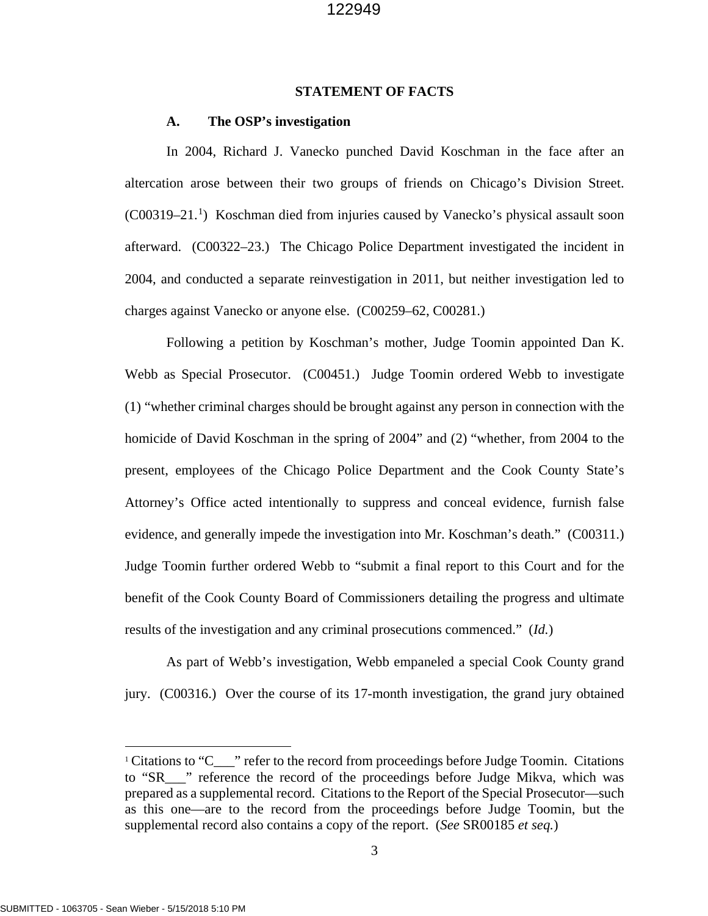## STATEMENT OF FACTS

### A. The OSP's investigation

In 2004, Richard J. Vanecko punched David Koschman in the face after an altercation arose between their two groups of friends on Chicago's Division Street. (C00319–21.[1]) Koschman died from injuries caused by Vanecko's physical assault soon afterward. (C00322–23.) The Chicago Police Department investigated the incident in 2004, and conducted a separate reinvestigation in 2011, but neither investigation led to charges against Vanecko or anyone else. (C00259–62, C00281.)

Following a petition by Koschman's mother, Judge Toomin appointed Dan K. Webb as Special Prosecutor. (C00451.) Judge Toomin ordered Webb to investigate (1) "whether criminal charges should be brought against any person in connection with the homicide of David Koschman in the spring of 2004" and (2) "whether, from 2004 to the present, employees of the Chicago Police Department and the Cook County State's Attorney's Office acted intentionally to suppress and conceal evidence, furnish false evidence, and generally impede the investigation into Mr. Koschman's death." (C00311.) Judge Toomin further ordered Webb to "submit a final report to this Court and for the benefit of the Cook County Board of Commissioners detailing the progress and ultimate results of the investigation and any criminal prosecutions commenced." (*Id.*)

As part of Webb's investigation, Webb empaneled a special Cook County grand jury. (C00316.) Over the course of its 17-month investigation, the grand jury obtained

---

[1] Citations to "C___" refer to the record from proceedings before Judge Toomin. Citations to "SR___" reference the record of the proceedings before Judge Mikva, which was prepared as a supplemental record. Citations to the Report of the Special Prosecutor—such as this one—are to the record from the proceedings before Judge Toomin, but the supplemental record also contains a copy of the report. (*See* SR00185 *et seq.*)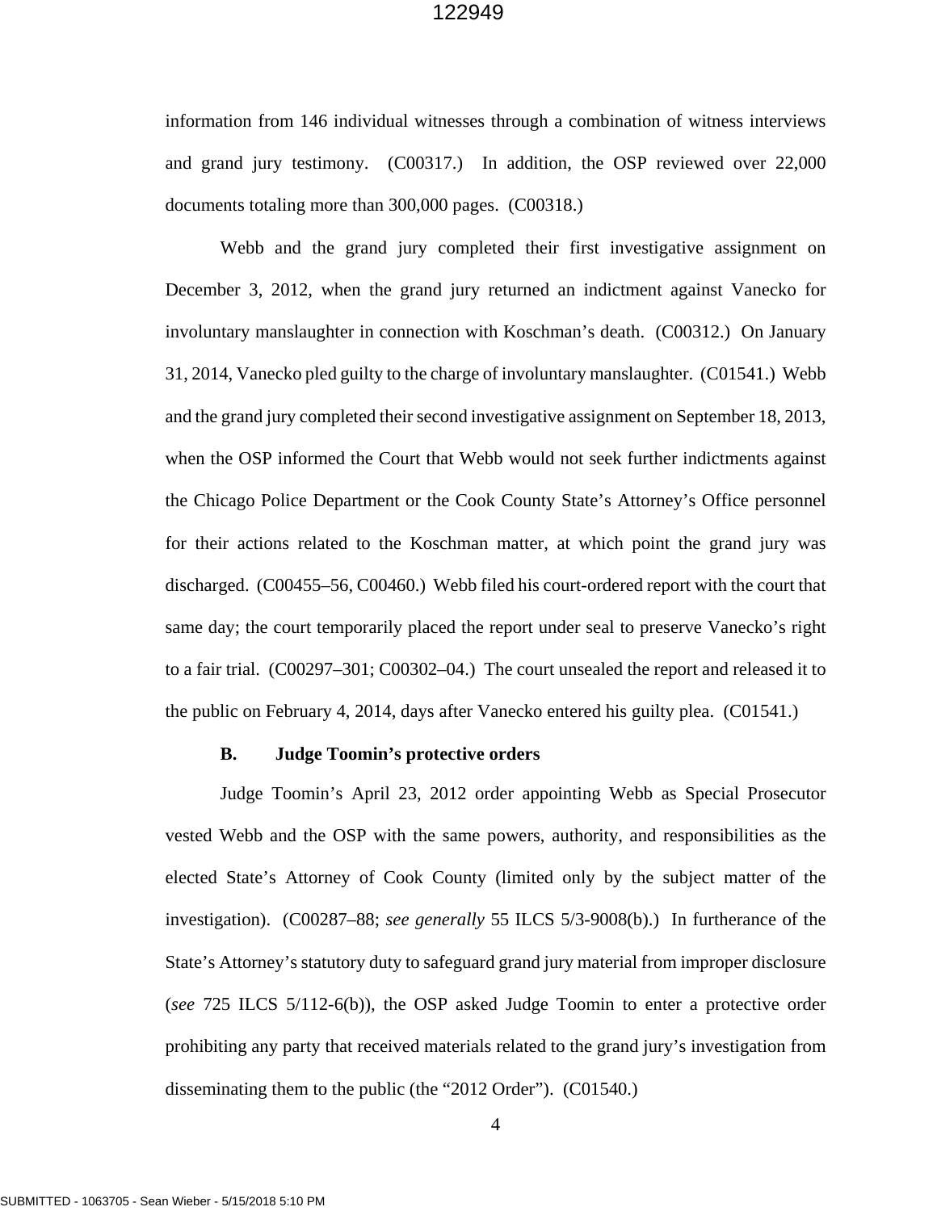information from 146 individual witnesses through a combination of witness interviews and grand jury testimony. (C00317.) In addition, the OSP reviewed over 22,000 documents totaling more than 300,000 pages. (C00318.)

Webb and the grand jury completed their first investigative assignment on December 3, 2012, when the grand jury returned an indictment against Vanecko for involuntary manslaughter in connection with Koschman's death. (C00312.) On January 31, 2014, Vanecko pled guilty to the charge of involuntary manslaughter. (C01541.) Webb and the grand jury completed their second investigative assignment on September 18, 2013, when the OSP informed the Court that Webb would not seek further indictments against the Chicago Police Department or the Cook County State's Attorney's Office personnel for their actions related to the Koschman matter, at which point the grand jury was discharged. (C00455–56, C00460.) Webb filed his court-ordered report with the court that same day; the court temporarily placed the report under seal to preserve Vanecko's right to a fair trial. (C00297–301; C00302–04.) The court unsealed the report and released it to the public on February 4, 2014, days after Vanecko entered his guilty plea. (C01541.)

### B. Judge Toomin's protective orders

Judge Toomin's April 23, 2012 order appointing Webb as Special Prosecutor vested Webb and the OSP with the same powers, authority, and responsibilities as the elected State's Attorney of Cook County (limited only by the subject matter of the investigation). (C00287–88; *see generally* 55 ILCS 5/3-9008(b).) In furtherance of the State's Attorney's statutory duty to safeguard grand jury material from improper disclosure (*see* 725 ILCS 5/112-6(b)), the OSP asked Judge Toomin to enter a protective order prohibiting any party that received materials related to the grand jury's investigation from disseminating them to the public (the "2012 Order"). (C01540.)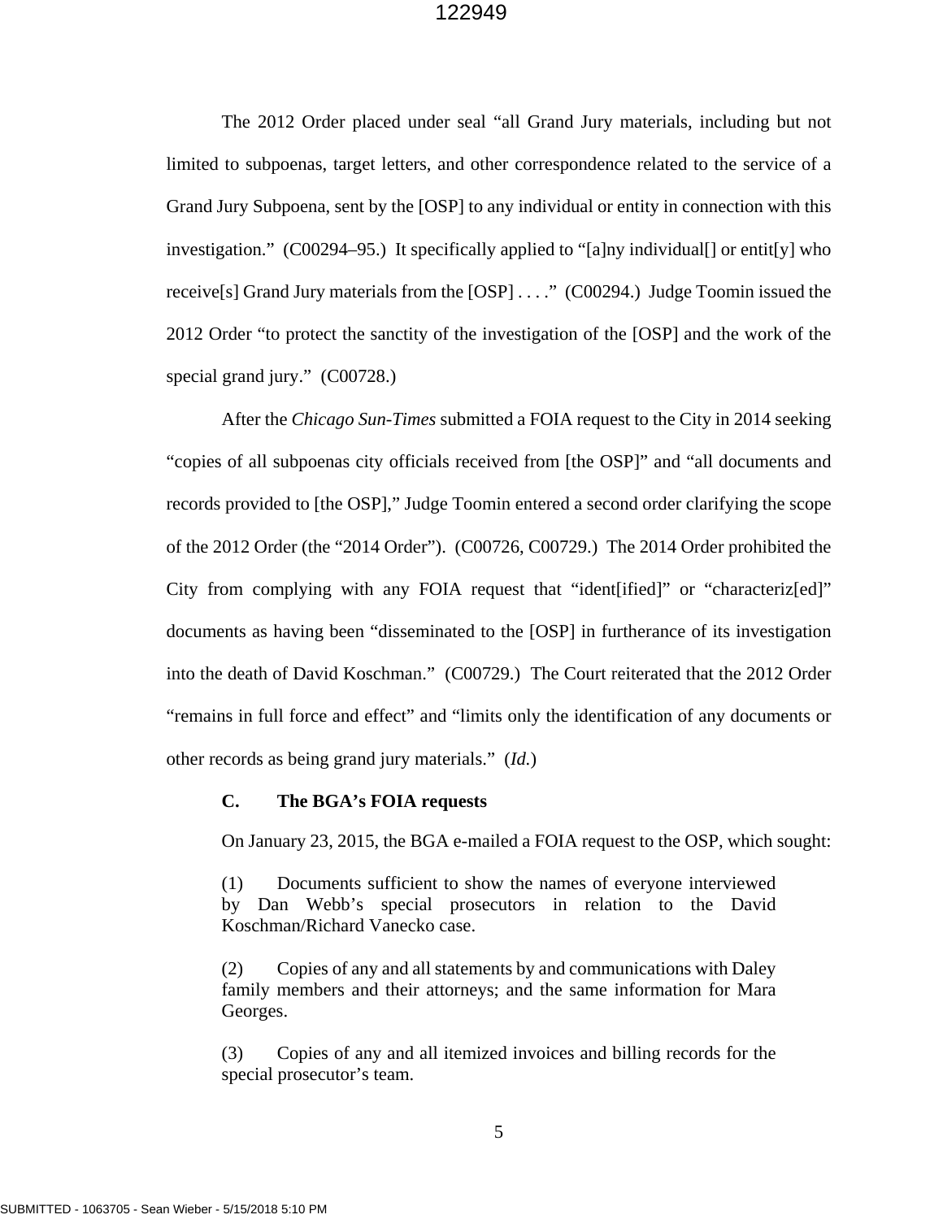The 2012 Order placed under seal "all Grand Jury materials, including but not limited to subpoenas, target letters, and other correspondence related to the service of a Grand Jury Subpoena, sent by the [OSP] to any individual or entity in connection with this investigation." (C00294–95.) It specifically applied to "[a]ny individual[] or entit[y] who receive[s] Grand Jury materials from the [OSP] . . . ." (C00294.) Judge Toomin issued the 2012 Order "to protect the sanctity of the investigation of the [OSP] and the work of the special grand jury." (C00728.)

After the *Chicago Sun-Times* submitted a FOIA request to the City in 2014 seeking "copies of all subpoenas city officials received from [the OSP]" and "all documents and records provided to [the OSP]," Judge Toomin entered a second order clarifying the scope of the 2012 Order (the "2014 Order"). (C00726, C00729.) The 2014 Order prohibited the City from complying with any FOIA request that "ident[ified]" or "characteriz[ed]" documents as having been "disseminated to the [OSP] in furtherance of its investigation into the death of David Koschman." (C00729.) The Court reiterated that the 2012 Order "remains in full force and effect" and "limits only the identification of any documents or other records as being grand jury materials." (*Id.*)

### C. The BGA's FOIA requests

On January 23, 2015, the BGA e-mailed a FOIA request to the OSP, which sought:

> (1) Documents sufficient to show the names of everyone interviewed by Dan Webb's special prosecutors in relation to the David Koschman/Richard Vanecko case.
>
> (2) Copies of any and all statements by and communications with Daley family members and their attorneys; and the same information for Mara Georges.
>
> (3) Copies of any and all itemized invoices and billing records for the special prosecutor's team.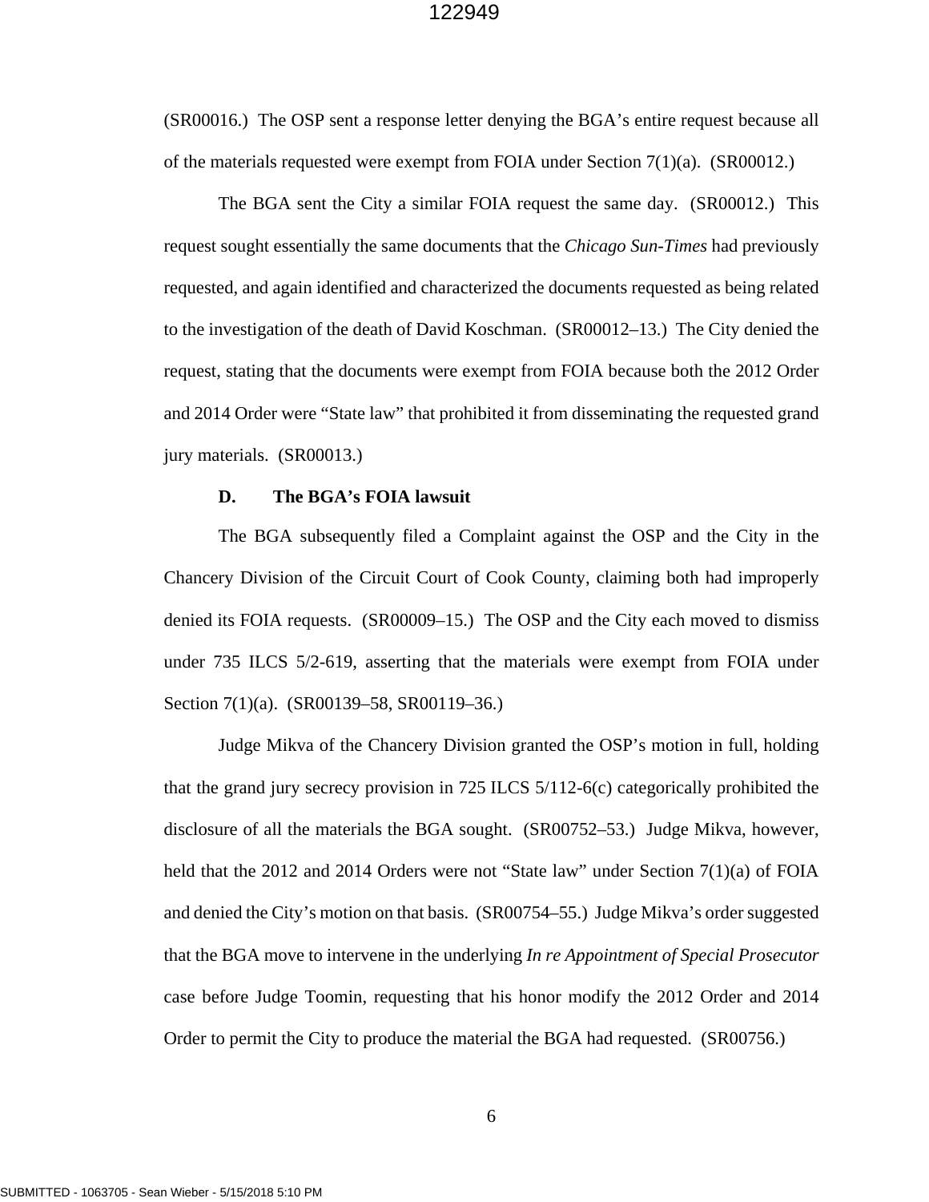(SR00016.) The OSP sent a response letter denying the BGA's entire request because all of the materials requested were exempt from FOIA under Section 7(1)(a). (SR00012.)

The BGA sent the City a similar FOIA request the same day. (SR00012.) This request sought essentially the same documents that the *Chicago Sun-Times* had previously requested, and again identified and characterized the documents requested as being related to the investigation of the death of David Koschman. (SR00012–13.) The City denied the request, stating that the documents were exempt from FOIA because both the 2012 Order and 2014 Order were "State law" that prohibited it from disseminating the requested grand jury materials. (SR00013.)

### D. The BGA's FOIA lawsuit

The BGA subsequently filed a Complaint against the OSP and the City in the Chancery Division of the Circuit Court of Cook County, claiming both had improperly denied its FOIA requests. (SR00009–15.) The OSP and the City each moved to dismiss under 735 ILCS 5/2-619, asserting that the materials were exempt from FOIA under Section 7(1)(a). (SR00139–58, SR00119–36.)

Judge Mikva of the Chancery Division granted the OSP's motion in full, holding that the grand jury secrecy provision in 725 ILCS 5/112-6(c) categorically prohibited the disclosure of all the materials the BGA sought. (SR00752–53.) Judge Mikva, however, held that the 2012 and 2014 Orders were not "State law" under Section 7(1)(a) of FOIA and denied the City's motion on that basis. (SR00754–55.) Judge Mikva's order suggested that the BGA move to intervene in the underlying *In re Appointment of Special Prosecutor* case before Judge Toomin, requesting that his honor modify the 2012 Order and 2014 Order to permit the City to produce the material the BGA had requested. (SR00756.)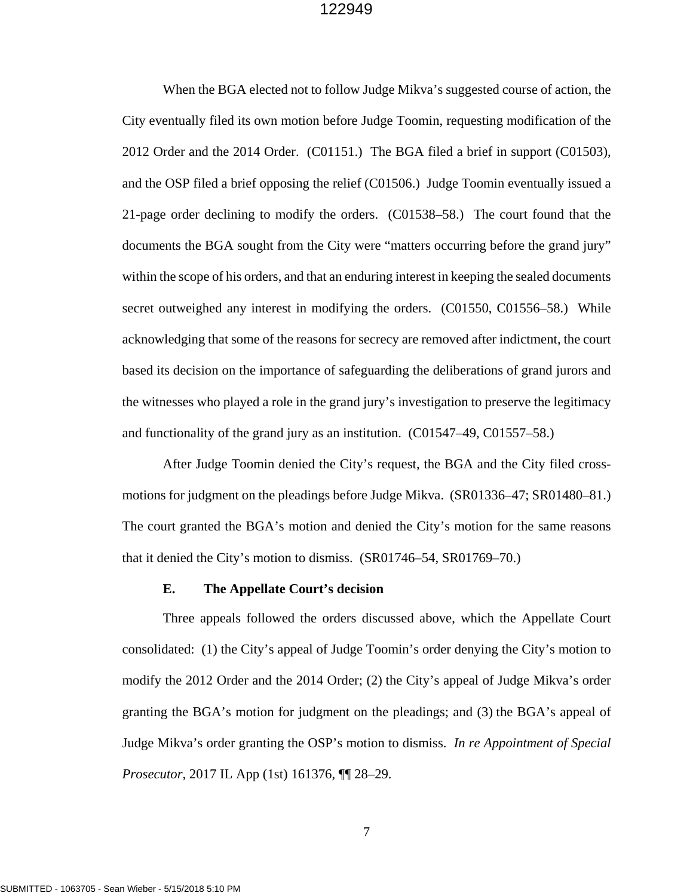When the BGA elected not to follow Judge Mikva's suggested course of action, the City eventually filed its own motion before Judge Toomin, requesting modification of the 2012 Order and the 2014 Order. (C01151.) The BGA filed a brief in support (C01503), and the OSP filed a brief opposing the relief (C01506.) Judge Toomin eventually issued a 21-page order declining to modify the orders. (C01538–58.) The court found that the documents the BGA sought from the City were "matters occurring before the grand jury" within the scope of his orders, and that an enduring interest in keeping the sealed documents secret outweighed any interest in modifying the orders. (C01550, C01556–58.) While acknowledging that some of the reasons for secrecy are removed after indictment, the court based its decision on the importance of safeguarding the deliberations of grand jurors and the witnesses who played a role in the grand jury's investigation to preserve the legitimacy and functionality of the grand jury as an institution. (C01547–49, C01557–58.)

After Judge Toomin denied the City's request, the BGA and the City filed cross-motions for judgment on the pleadings before Judge Mikva. (SR01336–47; SR01480–81.) The court granted the BGA's motion and denied the City's motion for the same reasons that it denied the City's motion to dismiss. (SR01746–54, SR01769–70.)

### E. The Appellate Court's decision

Three appeals followed the orders discussed above, which the Appellate Court consolidated: (1) the City's appeal of Judge Toomin's order denying the City's motion to modify the 2012 Order and the 2014 Order; (2) the City's appeal of Judge Mikva's order granting the BGA's motion for judgment on the pleadings; and (3) the BGA's appeal of Judge Mikva's order granting the OSP's motion to dismiss. *In re Appointment of Special Prosecutor*, 2017 IL App (1st) 161376, ¶¶ 28–29.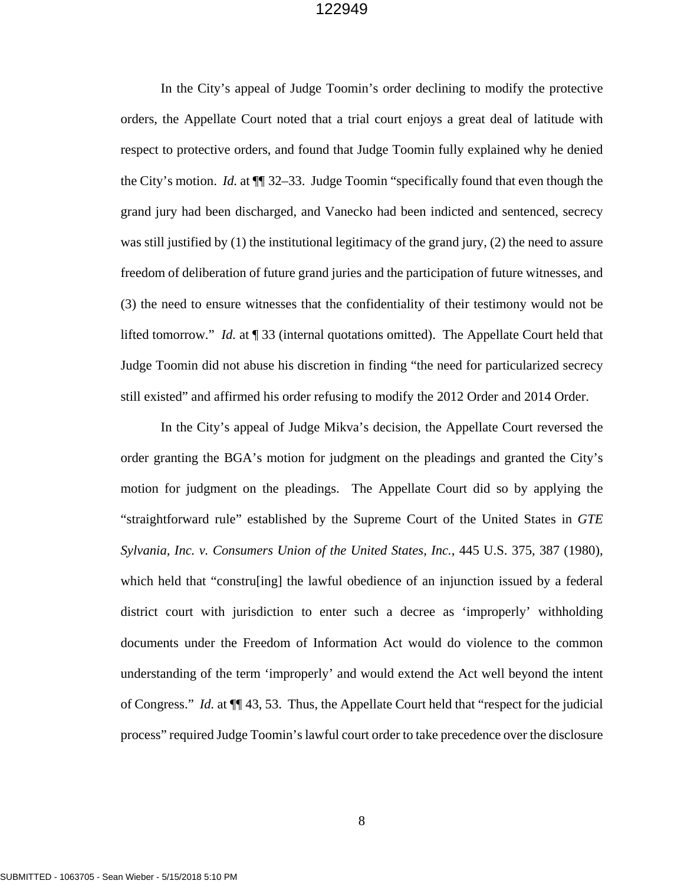In the City's appeal of Judge Toomin's order declining to modify the protective orders, the Appellate Court noted that a trial court enjoys a great deal of latitude with respect to protective orders, and found that Judge Toomin fully explained why he denied the City's motion. *Id.* at ¶¶ 32–33. Judge Toomin "specifically found that even though the grand jury had been discharged, and Vanecko had been indicted and sentenced, secrecy was still justified by (1) the institutional legitimacy of the grand jury, (2) the need to assure freedom of deliberation of future grand juries and the participation of future witnesses, and (3) the need to ensure witnesses that the confidentiality of their testimony would not be lifted tomorrow." *Id.* at ¶ 33 (internal quotations omitted). The Appellate Court held that Judge Toomin did not abuse his discretion in finding "the need for particularized secrecy still existed" and affirmed his order refusing to modify the 2012 Order and 2014 Order.

In the City's appeal of Judge Mikva's decision, the Appellate Court reversed the order granting the BGA's motion for judgment on the pleadings and granted the City's motion for judgment on the pleadings. The Appellate Court did so by applying the "straightforward rule" established by the Supreme Court of the United States in *GTE Sylvania, Inc. v. Consumers Union of the United States, Inc.*, 445 U.S. 375, 387 (1980), which held that "constru[ing] the lawful obedience of an injunction issued by a federal district court with jurisdiction to enter such a decree as 'improperly' withholding documents under the Freedom of Information Act would do violence to the common understanding of the term 'improperly' and would extend the Act well beyond the intent of Congress." *Id.* at ¶¶ 43, 53. Thus, the Appellate Court held that "respect for the judicial process" required Judge Toomin's lawful court order to take precedence over the disclosure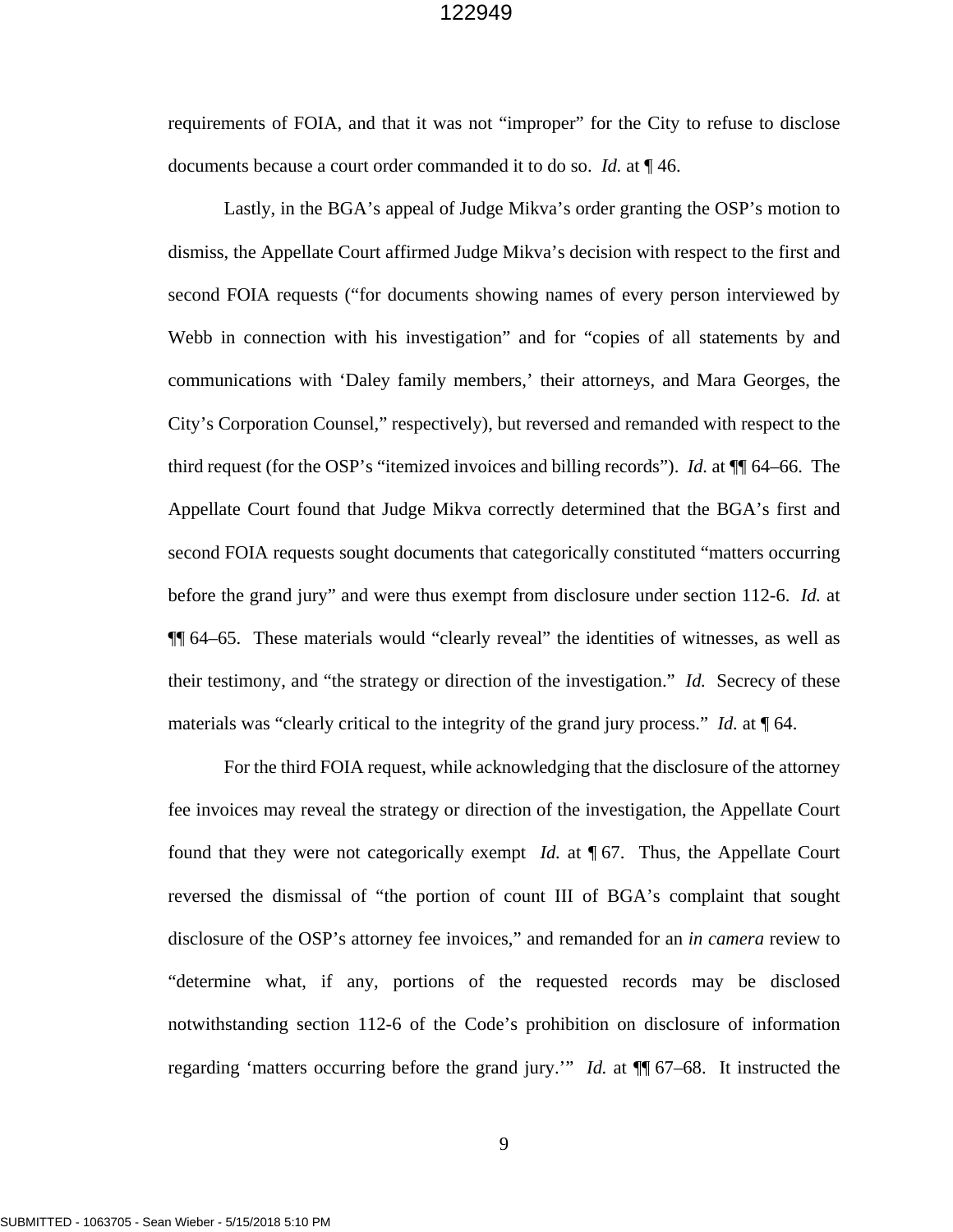requirements of FOIA, and that it was not "improper" for the City to refuse to disclose documents because a court order commanded it to do so. *Id.* at ¶ 46.

Lastly, in the BGA's appeal of Judge Mikva's order granting the OSP's motion to dismiss, the Appellate Court affirmed Judge Mikva's decision with respect to the first and second FOIA requests ("for documents showing names of every person interviewed by Webb in connection with his investigation" and for "copies of all statements by and communications with 'Daley family members,' their attorneys, and Mara Georges, the City's Corporation Counsel," respectively), but reversed and remanded with respect to the third request (for the OSP's "itemized invoices and billing records"). *Id.* at ¶¶ 64–66. The Appellate Court found that Judge Mikva correctly determined that the BGA's first and second FOIA requests sought documents that categorically constituted "matters occurring before the grand jury" and were thus exempt from disclosure under section 112-6. *Id.* at ¶¶ 64–65. These materials would "clearly reveal" the identities of witnesses, as well as their testimony, and "the strategy or direction of the investigation." *Id.* Secrecy of these materials was "clearly critical to the integrity of the grand jury process." *Id.* at ¶ 64.

For the third FOIA request, while acknowledging that the disclosure of the attorney fee invoices may reveal the strategy or direction of the investigation, the Appellate Court found that they were not categorically exempt *Id.* at ¶ 67. Thus, the Appellate Court reversed the dismissal of "the portion of count III of BGA's complaint that sought disclosure of the OSP's attorney fee invoices," and remanded for an *in camera* review to "determine what, if any, portions of the requested records may be disclosed notwithstanding section 112-6 of the Code's prohibition on disclosure of information regarding 'matters occurring before the grand jury.'" *Id.* at ¶¶ 67–68. It instructed the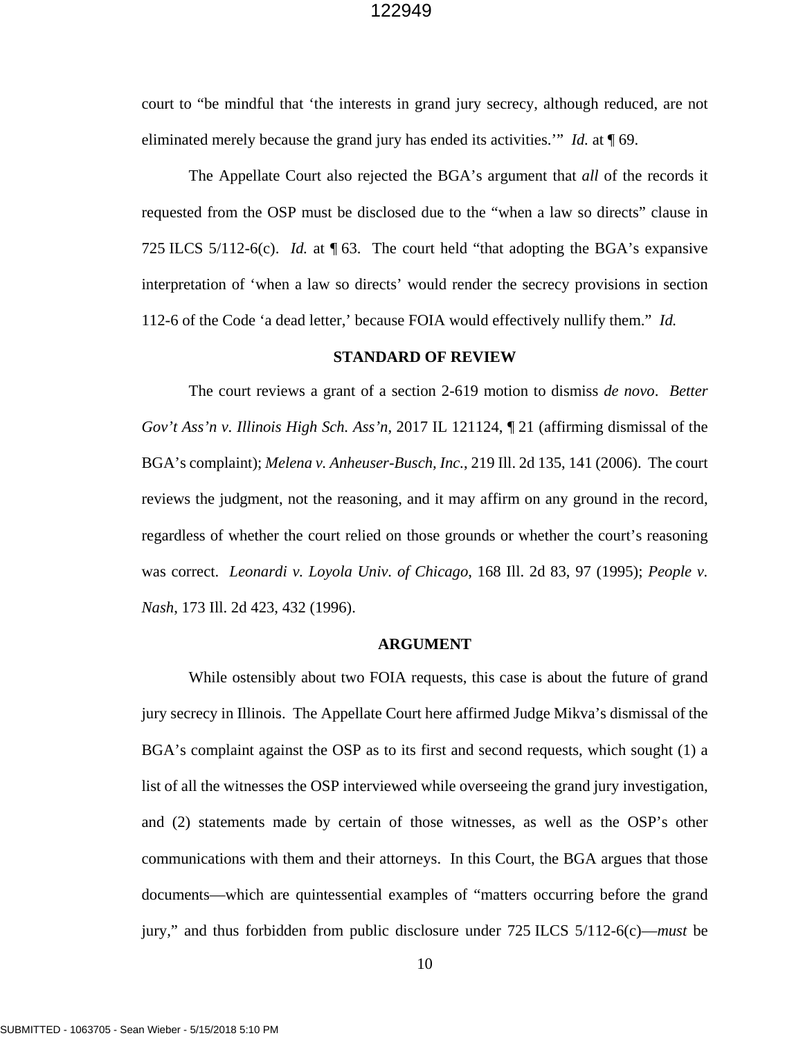court to "be mindful that 'the interests in grand jury secrecy, although reduced, are not eliminated merely because the grand jury has ended its activities.'" *Id.* at ¶ 69.

The Appellate Court also rejected the BGA's argument that *all* of the records it requested from the OSP must be disclosed due to the "when a law so directs" clause in 725 ILCS 5/112-6(c). *Id.* at ¶ 63. The court held "that adopting the BGA's expansive interpretation of 'when a law so directs' would render the secrecy provisions in section 112-6 of the Code 'a dead letter,' because FOIA would effectively nullify them." *Id.*

## STANDARD OF REVIEW

The court reviews a grant of a section 2-619 motion to dismiss *de novo*. *Better Gov't Ass'n v. Illinois High Sch. Ass'n*, 2017 IL 121124, ¶ 21 (affirming dismissal of the BGA's complaint); *Melena v. Anheuser-Busch, Inc.*, 219 Ill. 2d 135, 141 (2006). The court reviews the judgment, not the reasoning, and it may affirm on any ground in the record, regardless of whether the court relied on those grounds or whether the court's reasoning was correct. *Leonardi v. Loyola Univ. of Chicago*, 168 Ill. 2d 83, 97 (1995); *People v. Nash*, 173 Ill. 2d 423, 432 (1996).

## ARGUMENT

While ostensibly about two FOIA requests, this case is about the future of grand jury secrecy in Illinois. The Appellate Court here affirmed Judge Mikva's dismissal of the BGA's complaint against the OSP as to its first and second requests, which sought (1) a list of all the witnesses the OSP interviewed while overseeing the grand jury investigation, and (2) statements made by certain of those witnesses, as well as the OSP's other communications with them and their attorneys. In this Court, the BGA argues that those documents—which are quintessential examples of "matters occurring before the grand jury," and thus forbidden from public disclosure under 725 ILCS 5/112-6(c)—*must* be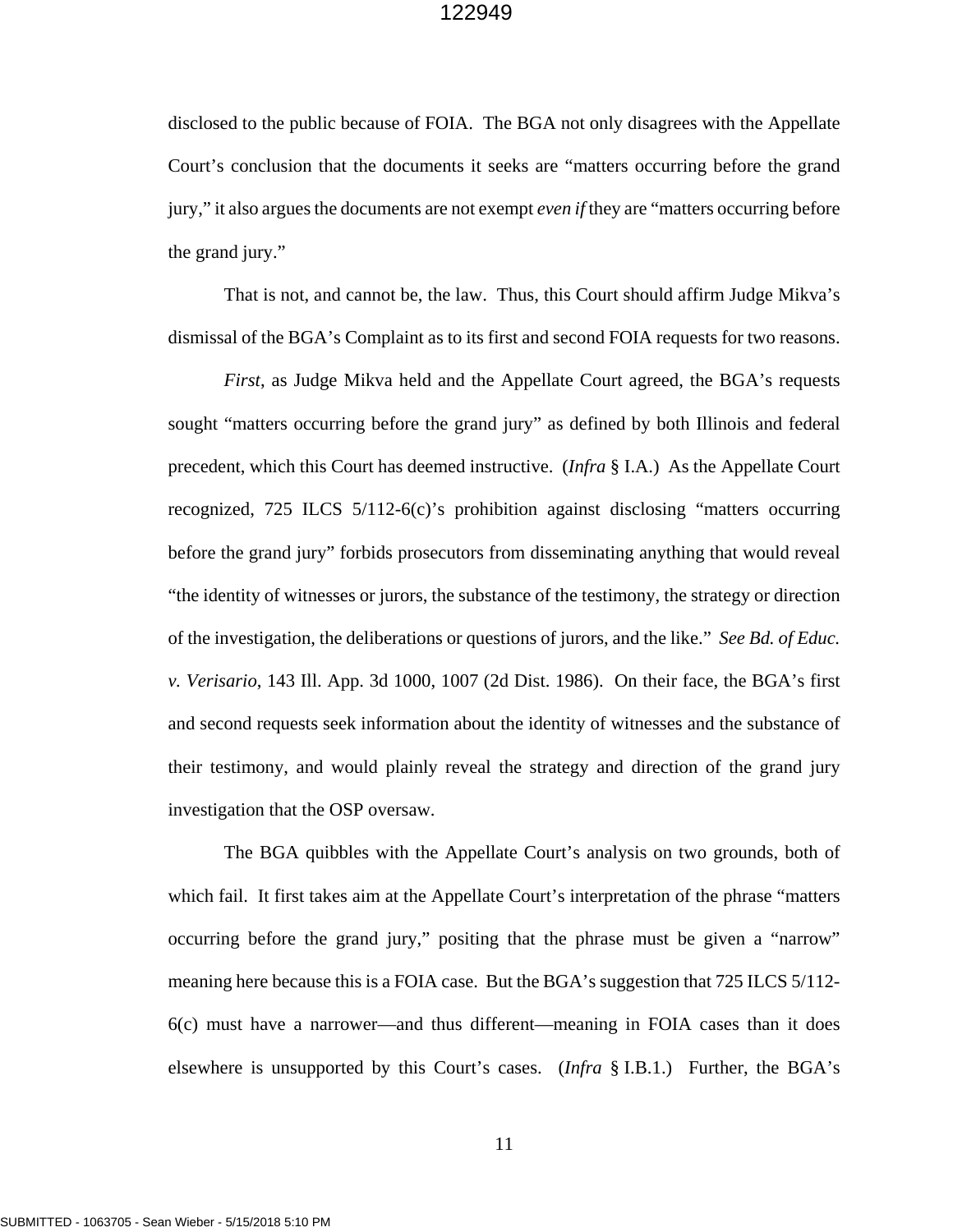disclosed to the public because of FOIA. The BGA not only disagrees with the Appellate Court's conclusion that the documents it seeks are "matters occurring before the grand jury," it also argues the documents are not exempt *even if* they are "matters occurring before the grand jury."

That is not, and cannot be, the law. Thus, this Court should affirm Judge Mikva's dismissal of the BGA's Complaint as to its first and second FOIA requests for two reasons.

*First*, as Judge Mikva held and the Appellate Court agreed, the BGA's requests sought "matters occurring before the grand jury" as defined by both Illinois and federal precedent, which this Court has deemed instructive. (*Infra* § I.A.) As the Appellate Court recognized, 725 ILCS 5/112-6(c)'s prohibition against disclosing "matters occurring before the grand jury" forbids prosecutors from disseminating anything that would reveal "the identity of witnesses or jurors, the substance of the testimony, the strategy or direction of the investigation, the deliberations or questions of jurors, and the like." *See Bd. of Educ. v. Verisario*, 143 Ill. App. 3d 1000, 1007 (2d Dist. 1986). On their face, the BGA's first and second requests seek information about the identity of witnesses and the substance of their testimony, and would plainly reveal the strategy and direction of the grand jury investigation that the OSP oversaw.

The BGA quibbles with the Appellate Court's analysis on two grounds, both of which fail. It first takes aim at the Appellate Court's interpretation of the phrase "matters occurring before the grand jury," positing that the phrase must be given a "narrow" meaning here because this is a FOIA case. But the BGA's suggestion that 725 ILCS 5/112-6(c) must have a narrower—and thus different—meaning in FOIA cases than it does elsewhere is unsupported by this Court's cases. (*Infra* § I.B.1.) Further, the BGA's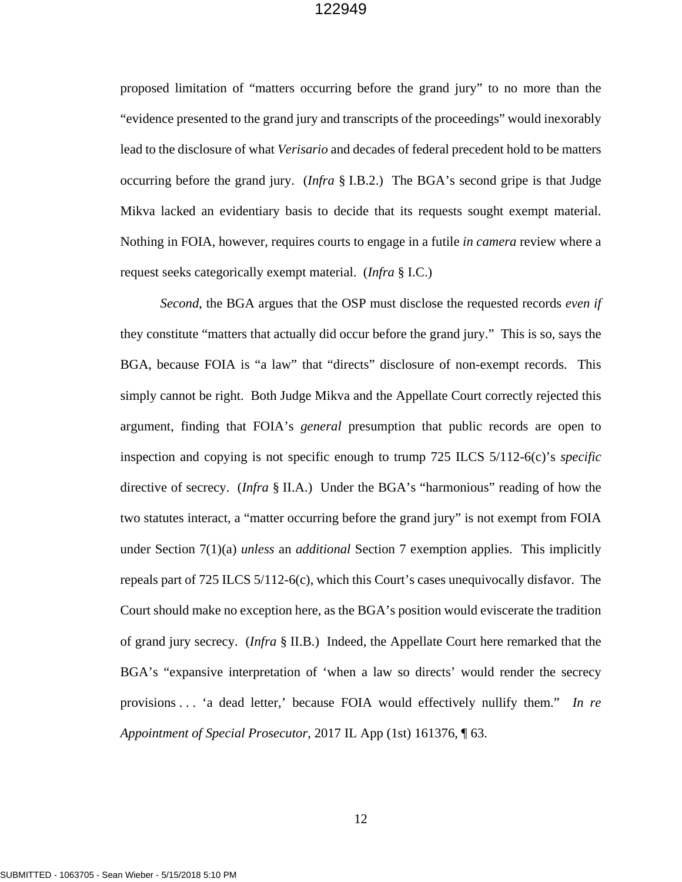proposed limitation of "matters occurring before the grand jury" to no more than the "evidence presented to the grand jury and transcripts of the proceedings" would inexorably lead to the disclosure of what *Verisario* and decades of federal precedent hold to be matters occurring before the grand jury. (*Infra* § I.B.2.) The BGA's second gripe is that Judge Mikva lacked an evidentiary basis to decide that its requests sought exempt material. Nothing in FOIA, however, requires courts to engage in a futile *in camera* review where a request seeks categorically exempt material. (*Infra* § I.C.)

*Second*, the BGA argues that the OSP must disclose the requested records *even if* they constitute "matters that actually did occur before the grand jury." This is so, says the BGA, because FOIA is "a law" that "directs" disclosure of non-exempt records. This simply cannot be right. Both Judge Mikva and the Appellate Court correctly rejected this argument, finding that FOIA's *general* presumption that public records are open to inspection and copying is not specific enough to trump 725 ILCS 5/112-6(c)'s *specific* directive of secrecy. (*Infra* § II.A.) Under the BGA's "harmonious" reading of how the two statutes interact, a "matter occurring before the grand jury" is not exempt from FOIA under Section 7(1)(a) *unless* an *additional* Section 7 exemption applies. This implicitly repeals part of 725 ILCS 5/112-6(c), which this Court's cases unequivocally disfavor. The Court should make no exception here, as the BGA's position would eviscerate the tradition of grand jury secrecy. (*Infra* § II.B.) Indeed, the Appellate Court here remarked that the BGA's "expansive interpretation of 'when a law so directs' would render the secrecy provisions . . . 'a dead letter,' because FOIA would effectively nullify them." *In re Appointment of Special Prosecutor*, 2017 IL App (1st) 161376, ¶ 63.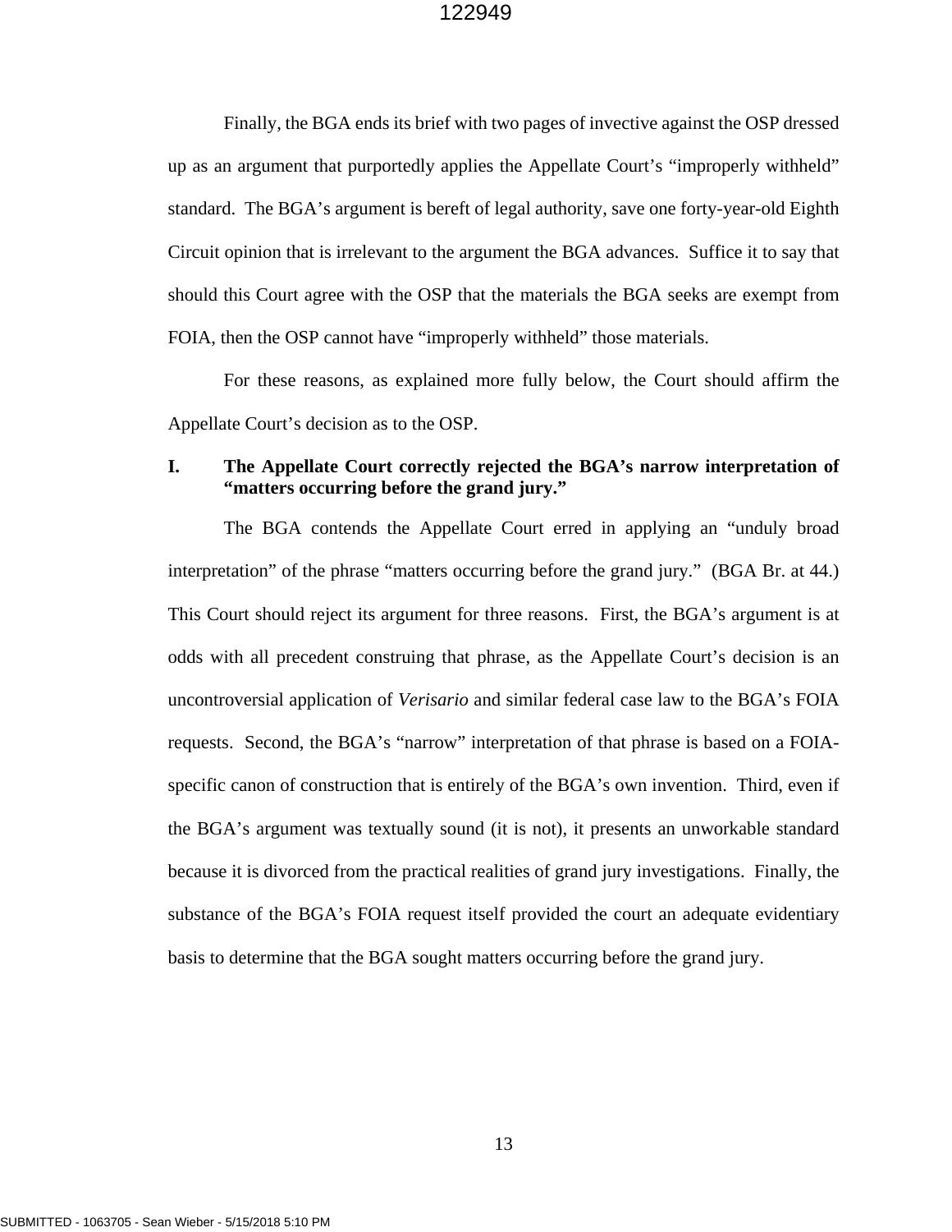Finally, the BGA ends its brief with two pages of invective against the OSP dressed up as an argument that purportedly applies the Appellate Court's "improperly withheld" standard. The BGA's argument is bereft of legal authority, save one forty-year-old Eighth Circuit opinion that is irrelevant to the argument the BGA advances. Suffice it to say that should this Court agree with the OSP that the materials the BGA seeks are exempt from FOIA, then the OSP cannot have "improperly withheld" those materials.

For these reasons, as explained more fully below, the Court should affirm the Appellate Court's decision as to the OSP.

## I. The Appellate Court correctly rejected the BGA's narrow interpretation of "matters occurring before the grand jury."

The BGA contends the Appellate Court erred in applying an "unduly broad interpretation" of the phrase "matters occurring before the grand jury." (BGA Br. at 44.) This Court should reject its argument for three reasons. First, the BGA's argument is at odds with all precedent construing that phrase, as the Appellate Court's decision is an uncontroversial application of *Verisario* and similar federal case law to the BGA's FOIA requests. Second, the BGA's "narrow" interpretation of that phrase is based on a FOIA-specific canon of construction that is entirely of the BGA's own invention. Third, even if the BGA's argument was textually sound (it is not), it presents an unworkable standard because it is divorced from the practical realities of grand jury investigations. Finally, the substance of the BGA's FOIA request itself provided the court an adequate evidentiary basis to determine that the BGA sought matters occurring before the grand jury.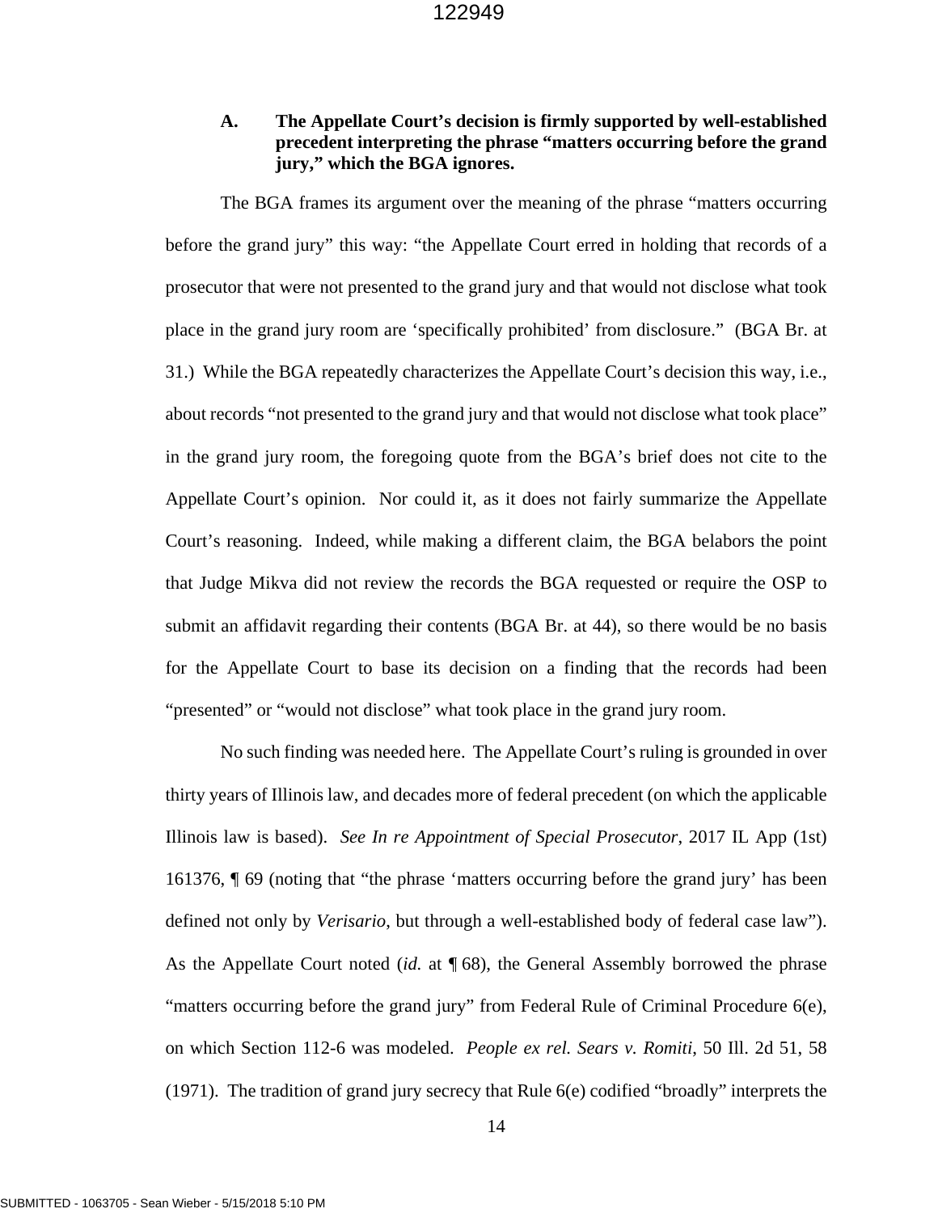### A. The Appellate Court's decision is firmly supported by well-established precedent interpreting the phrase "matters occurring before the grand jury," which the BGA ignores.

The BGA frames its argument over the meaning of the phrase "matters occurring before the grand jury" this way: "the Appellate Court erred in holding that records of a prosecutor that were not presented to the grand jury and that would not disclose what took place in the grand jury room are 'specifically prohibited' from disclosure." (BGA Br. at 31.) While the BGA repeatedly characterizes the Appellate Court's decision this way, i.e., about records "not presented to the grand jury and that would not disclose what took place" in the grand jury room, the foregoing quote from the BGA's brief does not cite to the Appellate Court's opinion. Nor could it, as it does not fairly summarize the Appellate Court's reasoning. Indeed, while making a different claim, the BGA belabors the point that Judge Mikva did not review the records the BGA requested or require the OSP to submit an affidavit regarding their contents (BGA Br. at 44), so there would be no basis for the Appellate Court to base its decision on a finding that the records had been "presented" or "would not disclose" what took place in the grand jury room.

No such finding was needed here. The Appellate Court's ruling is grounded in over thirty years of Illinois law, and decades more of federal precedent (on which the applicable Illinois law is based). *See In re Appointment of Special Prosecutor*, 2017 IL App (1st) 161376, ¶ 69 (noting that "the phrase 'matters occurring before the grand jury' has been defined not only by *Verisario*, but through a well-established body of federal case law"). As the Appellate Court noted (*id.* at ¶ 68), the General Assembly borrowed the phrase "matters occurring before the grand jury" from Federal Rule of Criminal Procedure 6(e), on which Section 112-6 was modeled. *People ex rel. Sears v. Romiti*, 50 Ill. 2d 51, 58 (1971). The tradition of grand jury secrecy that Rule 6(e) codified "broadly" interprets the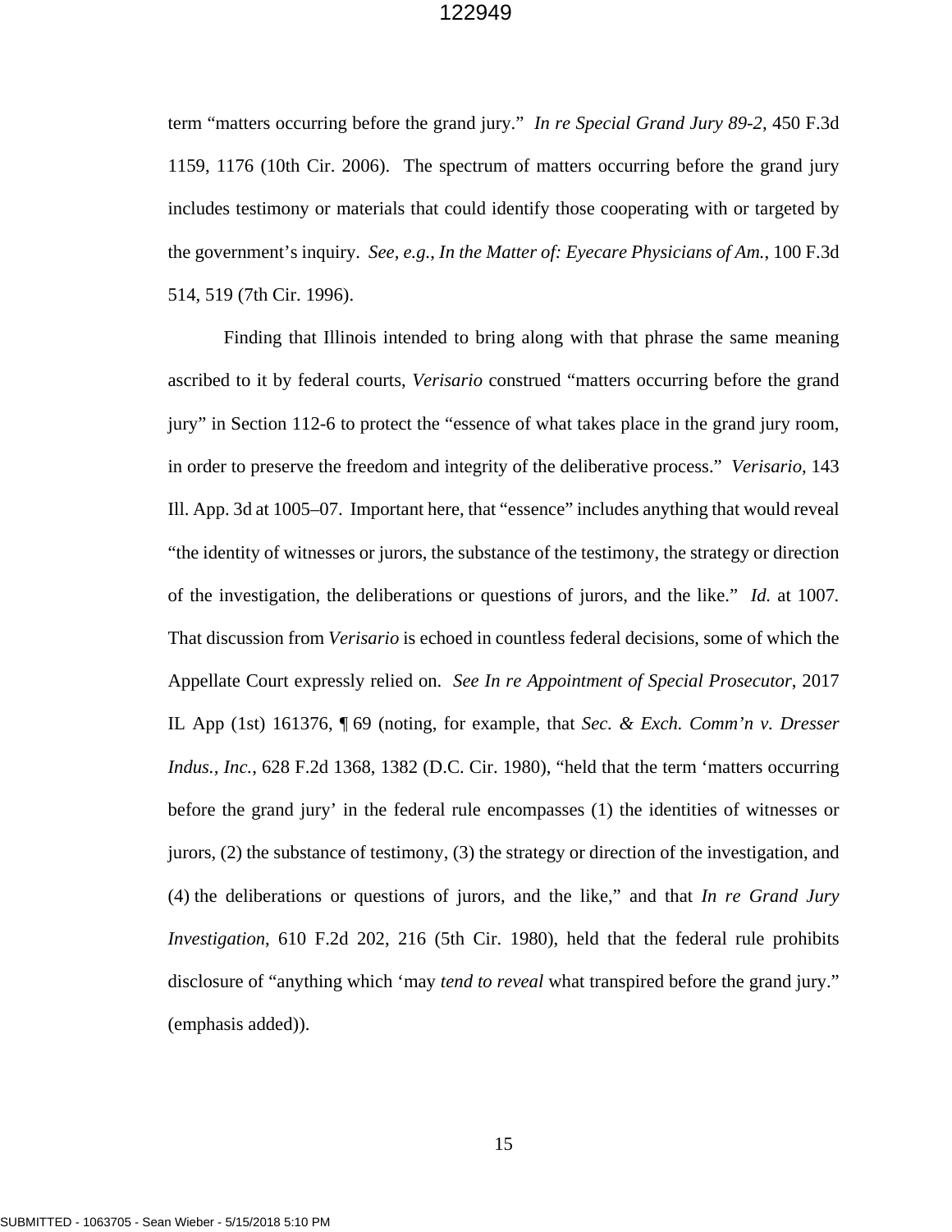term "matters occurring before the grand jury." *In re Special Grand Jury 89-2*, 450 F.3d 1159, 1176 (10th Cir. 2006). The spectrum of matters occurring before the grand jury includes testimony or materials that could identify those cooperating with or targeted by the government's inquiry. *See, e.g.*, *In the Matter of: Eyecare Physicians of Am.*, 100 F.3d 514, 519 (7th Cir. 1996).

Finding that Illinois intended to bring along with that phrase the same meaning ascribed to it by federal courts, *Verisario* construed "matters occurring before the grand jury" in Section 112-6 to protect the "essence of what takes place in the grand jury room, in order to preserve the freedom and integrity of the deliberative process." *Verisario*, 143 Ill. App. 3d at 1005–07. Important here, that "essence" includes anything that would reveal "the identity of witnesses or jurors, the substance of the testimony, the strategy or direction of the investigation, the deliberations or questions of jurors, and the like." *Id.* at 1007. That discussion from *Verisario* is echoed in countless federal decisions, some of which the Appellate Court expressly relied on. *See In re Appointment of Special Prosecutor*, 2017 IL App (1st) 161376, ¶ 69 (noting, for example, that *Sec. & Exch. Comm'n v. Dresser Indus., Inc.*, 628 F.2d 1368, 1382 (D.C. Cir. 1980), "held that the term 'matters occurring before the grand jury' in the federal rule encompasses (1) the identities of witnesses or jurors, (2) the substance of testimony, (3) the strategy or direction of the investigation, and (4) the deliberations or questions of jurors, and the like," and that *In re Grand Jury Investigation*, 610 F.2d 202, 216 (5th Cir. 1980), held that the federal rule prohibits disclosure of "anything which 'may *tend to reveal* what transpired before the grand jury." (emphasis added)).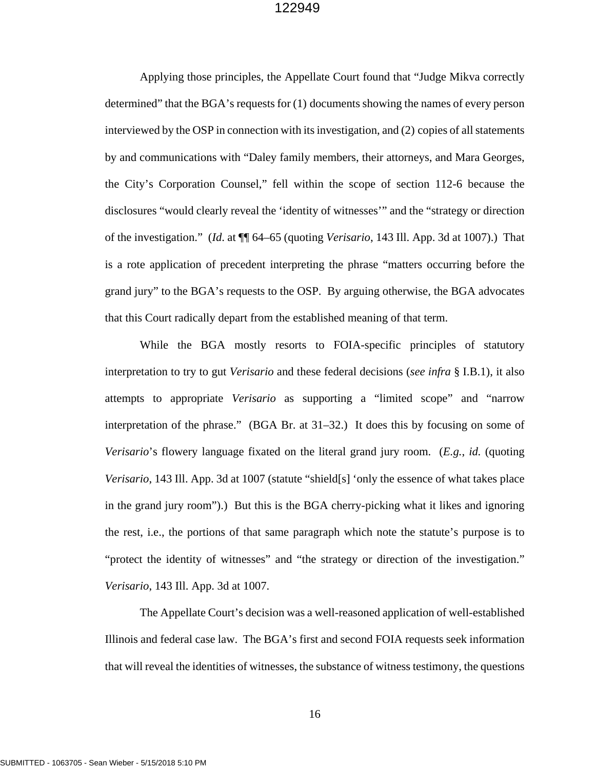Applying those principles, the Appellate Court found that "Judge Mikva correctly determined" that the BGA's requests for (1) documents showing the names of every person interviewed by the OSP in connection with its investigation, and (2) copies of all statements by and communications with "Daley family members, their attorneys, and Mara Georges, the City's Corporation Counsel," fell within the scope of section 112-6 because the disclosures "would clearly reveal the 'identity of witnesses'" and the "strategy or direction of the investigation." (*Id*. at ¶¶ 64–65 (quoting *Verisario*, 143 Ill. App. 3d at 1007).) That is a rote application of precedent interpreting the phrase "matters occurring before the grand jury" to the BGA's requests to the OSP. By arguing otherwise, the BGA advocates that this Court radically depart from the established meaning of that term.

While the BGA mostly resorts to FOIA-specific principles of statutory interpretation to try to gut *Verisario* and these federal decisions (*see infra* § I.B.1), it also attempts to appropriate *Verisario* as supporting a "limited scope" and "narrow interpretation of the phrase." (BGA Br. at 31–32.) It does this by focusing on some of *Verisario*'s flowery language fixated on the literal grand jury room. (*E.g.*, *id.* (quoting *Verisario*, 143 Ill. App. 3d at 1007 (statute "shield[s] 'only the essence of what takes place in the grand jury room").) But this is the BGA cherry-picking what it likes and ignoring the rest, i.e., the portions of that same paragraph which note the statute's purpose is to "protect the identity of witnesses" and "the strategy or direction of the investigation." *Verisario*, 143 Ill. App. 3d at 1007.

The Appellate Court's decision was a well-reasoned application of well-established Illinois and federal case law. The BGA's first and second FOIA requests seek information that will reveal the identities of witnesses, the substance of witness testimony, the questions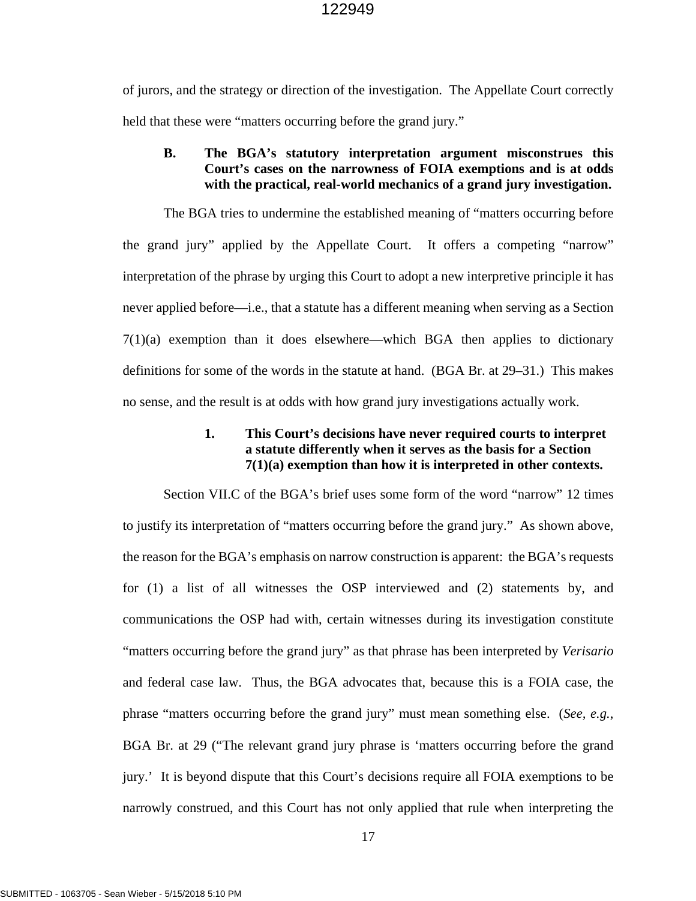of jurors, and the strategy or direction of the investigation. The Appellate Court correctly held that these were "matters occurring before the grand jury."

### B. The BGA's statutory interpretation argument misconstrues this Court's cases on the narrowness of FOIA exemptions and is at odds with the practical, real-world mechanics of a grand jury investigation.

The BGA tries to undermine the established meaning of "matters occurring before the grand jury" applied by the Appellate Court. It offers a competing "narrow" interpretation of the phrase by urging this Court to adopt a new interpretive principle it has never applied before—i.e., that a statute has a different meaning when serving as a Section 7(1)(a) exemption than it does elsewhere—which BGA then applies to dictionary definitions for some of the words in the statute at hand. (BGA Br. at 29–31.) This makes no sense, and the result is at odds with how grand jury investigations actually work.

#### 1. This Court's decisions have never required courts to interpret a statute differently when it serves as the basis for a Section 7(1)(a) exemption than how it is interpreted in other contexts.

Section VII.C of the BGA's brief uses some form of the word "narrow" 12 times to justify its interpretation of "matters occurring before the grand jury." As shown above, the reason for the BGA's emphasis on narrow construction is apparent: the BGA's requests for (1) a list of all witnesses the OSP interviewed and (2) statements by, and communications the OSP had with, certain witnesses during its investigation constitute "matters occurring before the grand jury" as that phrase has been interpreted by *Verisario* and federal case law. Thus, the BGA advocates that, because this is a FOIA case, the phrase "matters occurring before the grand jury" must mean something else. (*See, e.g.*, BGA Br. at 29 ("The relevant grand jury phrase is 'matters occurring before the grand jury.' It is beyond dispute that this Court's decisions require all FOIA exemptions to be narrowly construed, and this Court has not only applied that rule when interpreting the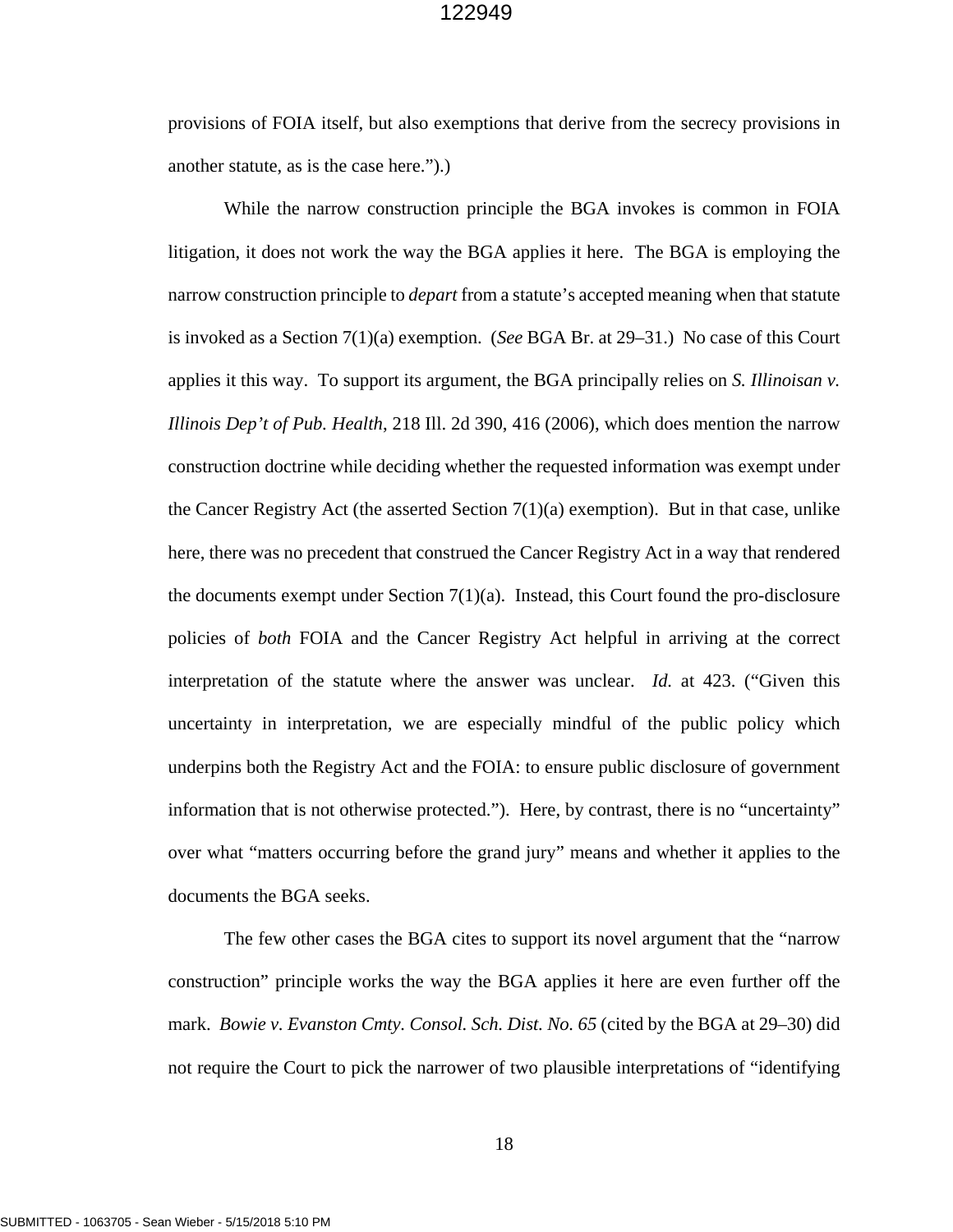provisions of FOIA itself, but also exemptions that derive from the secrecy provisions in another statute, as is the case here.").)

While the narrow construction principle the BGA invokes is common in FOIA litigation, it does not work the way the BGA applies it here. The BGA is employing the narrow construction principle to *depart* from a statute's accepted meaning when that statute is invoked as a Section 7(1)(a) exemption. (*See* BGA Br. at 29–31.) No case of this Court applies it this way. To support its argument, the BGA principally relies on *S. Illinoisan v. Illinois Dep't of Pub. Health*, 218 Ill. 2d 390, 416 (2006), which does mention the narrow construction doctrine while deciding whether the requested information was exempt under the Cancer Registry Act (the asserted Section 7(1)(a) exemption). But in that case, unlike here, there was no precedent that construed the Cancer Registry Act in a way that rendered the documents exempt under Section 7(1)(a). Instead, this Court found the pro-disclosure policies of *both* FOIA and the Cancer Registry Act helpful in arriving at the correct interpretation of the statute where the answer was unclear. *Id.* at 423. ("Given this uncertainty in interpretation, we are especially mindful of the public policy which underpins both the Registry Act and the FOIA: to ensure public disclosure of government information that is not otherwise protected."). Here, by contrast, there is no "uncertainty" over what "matters occurring before the grand jury" means and whether it applies to the documents the BGA seeks.

The few other cases the BGA cites to support its novel argument that the "narrow construction" principle works the way the BGA applies it here are even further off the mark. *Bowie v. Evanston Cmty. Consol. Sch. Dist. No. 65* (cited by the BGA at 29–30) did not require the Court to pick the narrower of two plausible interpretations of "identifying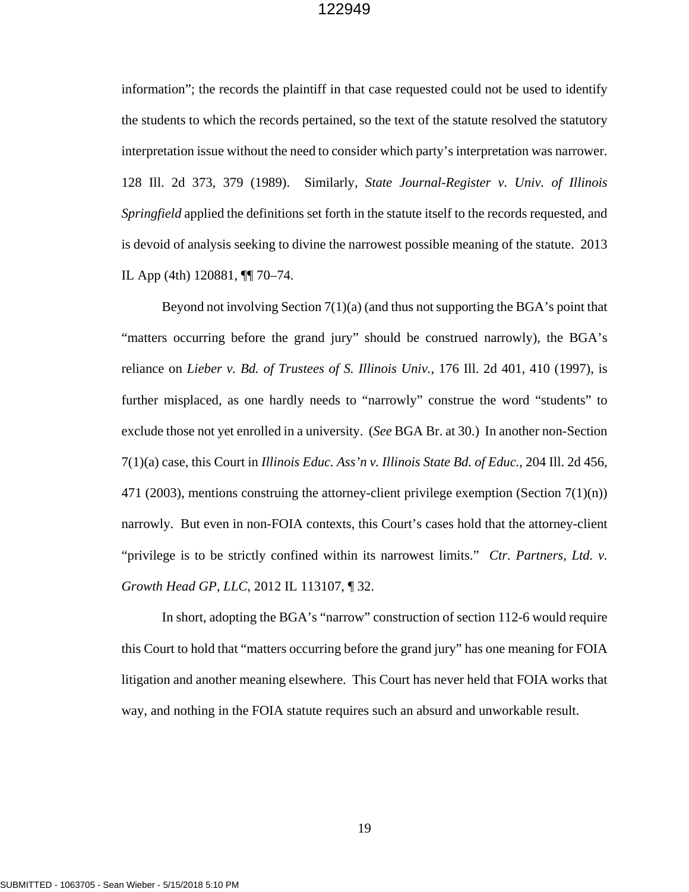information"; the records the plaintiff in that case requested could not be used to identify the students to which the records pertained, so the text of the statute resolved the statutory interpretation issue without the need to consider which party's interpretation was narrower. 128 Ill. 2d 373, 379 (1989). Similarly, *State Journal-Register v. Univ. of Illinois Springfield* applied the definitions set forth in the statute itself to the records requested, and is devoid of analysis seeking to divine the narrowest possible meaning of the statute. 2013 IL App (4th) 120881, ¶¶ 70–74.

Beyond not involving Section 7(1)(a) (and thus not supporting the BGA's point that "matters occurring before the grand jury" should be construed narrowly), the BGA's reliance on *Lieber v. Bd. of Trustees of S. Illinois Univ.*, 176 Ill. 2d 401, 410 (1997), is further misplaced, as one hardly needs to "narrowly" construe the word "students" to exclude those not yet enrolled in a university. (*See* BGA Br. at 30.) In another non-Section 7(1)(a) case, this Court in *Illinois Educ. Ass'n v. Illinois State Bd. of Educ.*, 204 Ill. 2d 456, 471 (2003), mentions construing the attorney-client privilege exemption (Section 7(1)(n)) narrowly. But even in non-FOIA contexts, this Court's cases hold that the attorney-client "privilege is to be strictly confined within its narrowest limits." *Ctr. Partners, Ltd. v. Growth Head GP, LLC*, 2012 IL 113107, ¶ 32.

In short, adopting the BGA's "narrow" construction of section 112-6 would require this Court to hold that "matters occurring before the grand jury" has one meaning for FOIA litigation and another meaning elsewhere. This Court has never held that FOIA works that way, and nothing in the FOIA statute requires such an absurd and unworkable result.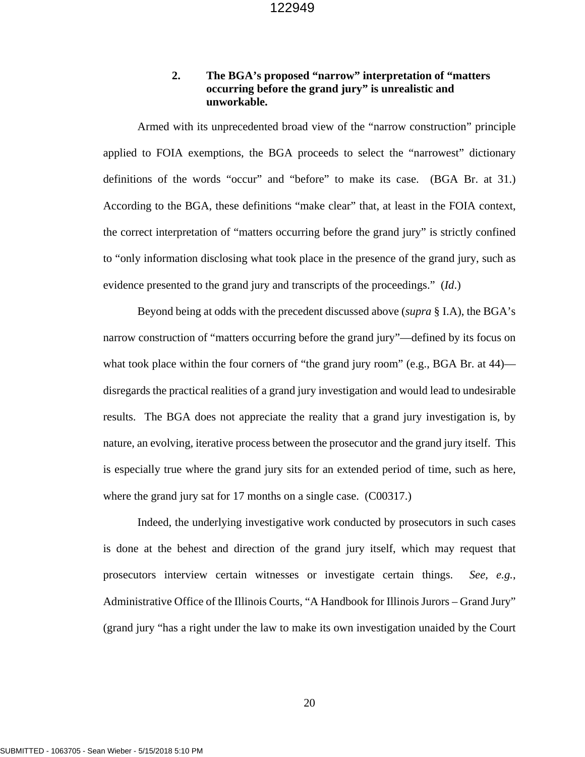### 2. The BGA's proposed "narrow" interpretation of "matters occurring before the grand jury" is unrealistic and unworkable.

Armed with its unprecedented broad view of the "narrow construction" principle applied to FOIA exemptions, the BGA proceeds to select the "narrowest" dictionary definitions of the words "occur" and "before" to make its case. (BGA Br. at 31.) According to the BGA, these definitions "make clear" that, at least in the FOIA context, the correct interpretation of "matters occurring before the grand jury" is strictly confined to "only information disclosing what took place in the presence of the grand jury, such as evidence presented to the grand jury and transcripts of the proceedings." (*Id.*)

Beyond being at odds with the precedent discussed above (*supra* § I.A), the BGA's narrow construction of "matters occurring before the grand jury"—defined by its focus on what took place within the four corners of "the grand jury room" (e.g., BGA Br. at 44)—disregards the practical realities of a grand jury investigation and would lead to undesirable results. The BGA does not appreciate the reality that a grand jury investigation is, by nature, an evolving, iterative process between the prosecutor and the grand jury itself. This is especially true where the grand jury sits for an extended period of time, such as here, where the grand jury sat for 17 months on a single case. (C00317.)

Indeed, the underlying investigative work conducted by prosecutors in such cases is done at the behest and direction of the grand jury itself, which may request that prosecutors interview certain witnesses or investigate certain things. *See, e.g.*, Administrative Office of the Illinois Courts, "A Handbook for Illinois Jurors – Grand Jury" (grand jury "has a right under the law to make its own investigation unaided by the Court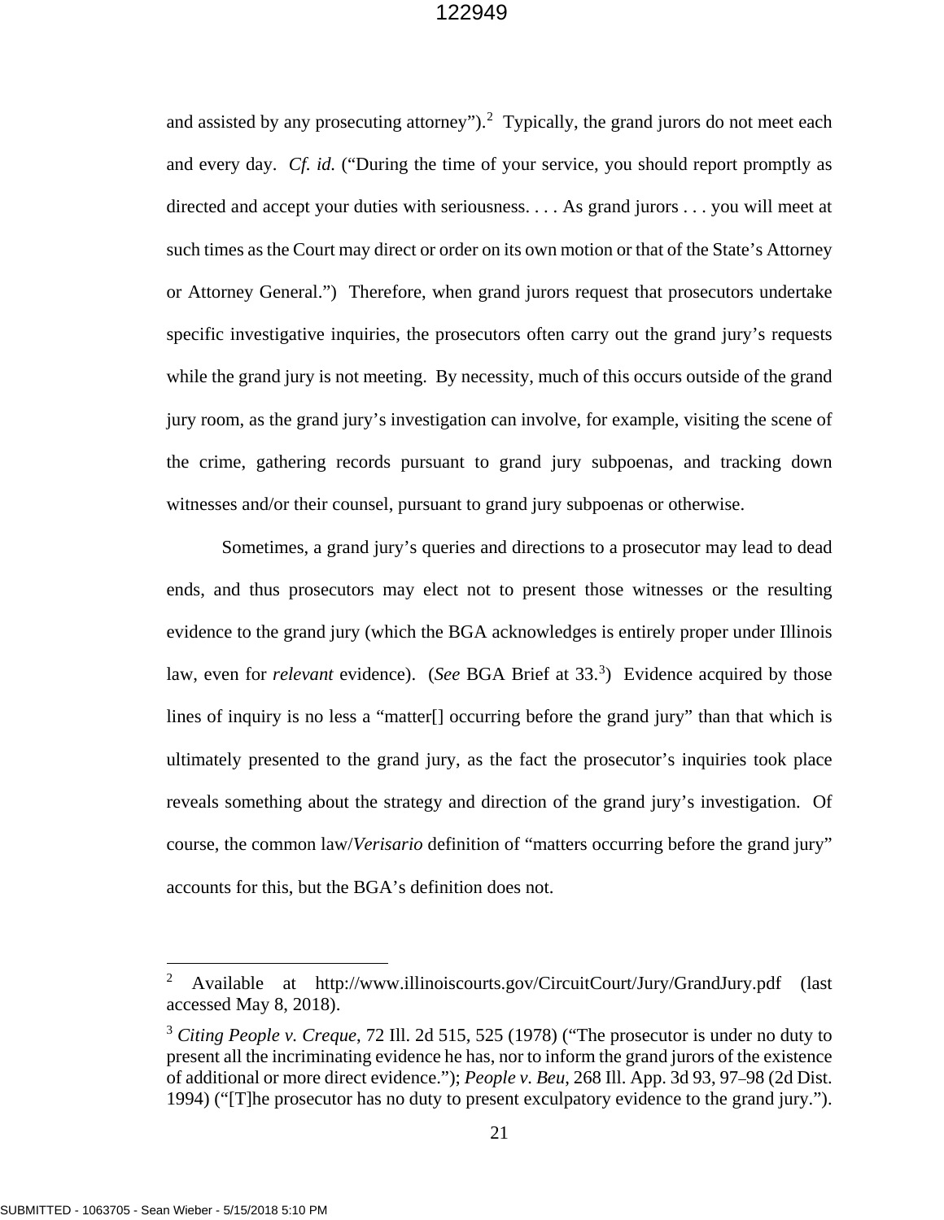and assisted by any prosecuting attorney").[2] Typically, the grand jurors do not meet each and every day. *Cf. id.* ("During the time of your service, you should report promptly as directed and accept your duties with seriousness. . . . As grand jurors . . . you will meet at such times as the Court may direct or order on its own motion or that of the State's Attorney or Attorney General.") Therefore, when grand jurors request that prosecutors undertake specific investigative inquiries, the prosecutors often carry out the grand jury's requests while the grand jury is not meeting. By necessity, much of this occurs outside of the grand jury room, as the grand jury's investigation can involve, for example, visiting the scene of the crime, gathering records pursuant to grand jury subpoenas, and tracking down witnesses and/or their counsel, pursuant to grand jury subpoenas or otherwise.

Sometimes, a grand jury's queries and directions to a prosecutor may lead to dead ends, and thus prosecutors may elect not to present those witnesses or the resulting evidence to the grand jury (which the BGA acknowledges is entirely proper under Illinois law, even for *relevant* evidence). (*See* BGA Brief at 33.[3]) Evidence acquired by those lines of inquiry is no less a "matter[] occurring before the grand jury" than that which is ultimately presented to the grand jury, as the fact the prosecutor's inquiries took place reveals something about the strategy and direction of the grand jury's investigation. Of course, the common law/*Verisario* definition of "matters occurring before the grand jury" accounts for this, but the BGA's definition does not.

---

[2] Available at http://www.illinoiscourts.gov/CircuitCourt/Jury/GrandJury.pdf (last accessed May 8, 2018).

[3] *Citing People v. Creque*, 72 Ill. 2d 515, 525 (1978) ("The prosecutor is under no duty to present all the incriminating evidence he has, nor to inform the grand jurors of the existence of additional or more direct evidence."); *People v. Beu*, 268 Ill. App. 3d 93, 97–98 (2d Dist. 1994) ("[T]he prosecutor has no duty to present exculpatory evidence to the grand jury.").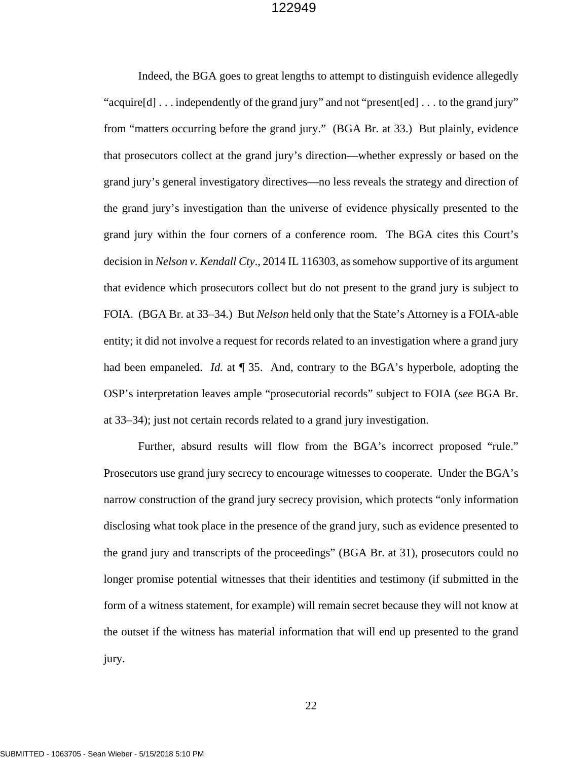Indeed, the BGA goes to great lengths to attempt to distinguish evidence allegedly "acquire[d] . . . independently of the grand jury" and not "present[ed] . . . to the grand jury" from "matters occurring before the grand jury." (BGA Br. at 33.) But plainly, evidence that prosecutors collect at the grand jury's direction—whether expressly or based on the grand jury's general investigatory directives—no less reveals the strategy and direction of the grand jury's investigation than the universe of evidence physically presented to the grand jury within the four corners of a conference room. The BGA cites this Court's decision in *Nelson v. Kendall Cty*., 2014 IL 116303, as somehow supportive of its argument that evidence which prosecutors collect but do not present to the grand jury is subject to FOIA. (BGA Br. at 33–34.) But *Nelson* held only that the State's Attorney is a FOIA-able entity; it did not involve a request for records related to an investigation where a grand jury had been empaneled. *Id.* at ¶ 35. And, contrary to the BGA's hyperbole, adopting the OSP's interpretation leaves ample "prosecutorial records" subject to FOIA (*see* BGA Br. at 33–34); just not certain records related to a grand jury investigation.

Further, absurd results will flow from the BGA's incorrect proposed "rule." Prosecutors use grand jury secrecy to encourage witnesses to cooperate. Under the BGA's narrow construction of the grand jury secrecy provision, which protects "only information disclosing what took place in the presence of the grand jury, such as evidence presented to the grand jury and transcripts of the proceedings" (BGA Br. at 31), prosecutors could no longer promise potential witnesses that their identities and testimony (if submitted in the form of a witness statement, for example) will remain secret because they will not know at the outset if the witness has material information that will end up presented to the grand jury.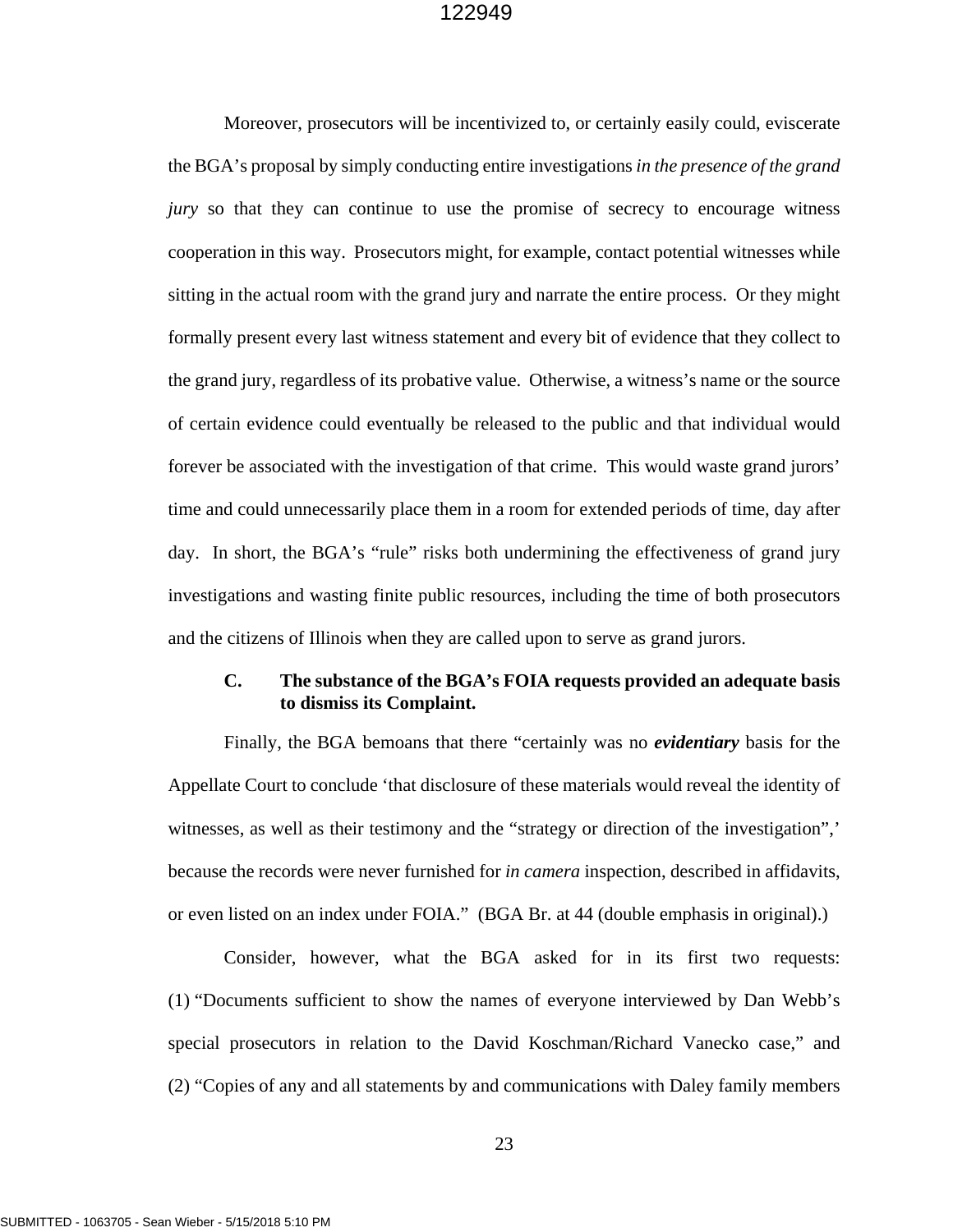Moreover, prosecutors will be incentivized to, or certainly easily could, eviscerate the BGA's proposal by simply conducting entire investigations *in the presence of the grand jury* so that they can continue to use the promise of secrecy to encourage witness cooperation in this way. Prosecutors might, for example, contact potential witnesses while sitting in the actual room with the grand jury and narrate the entire process. Or they might formally present every last witness statement and every bit of evidence that they collect to the grand jury, regardless of its probative value. Otherwise, a witness's name or the source of certain evidence could eventually be released to the public and that individual would forever be associated with the investigation of that crime. This would waste grand jurors' time and could unnecessarily place them in a room for extended periods of time, day after day. In short, the BGA's "rule" risks both undermining the effectiveness of grand jury investigations and wasting finite public resources, including the time of both prosecutors and the citizens of Illinois when they are called upon to serve as grand jurors.

### C. The substance of the BGA's FOIA requests provided an adequate basis to dismiss its Complaint.

Finally, the BGA bemoans that there "certainly was no ***evidentiary*** basis for the Appellate Court to conclude 'that disclosure of these materials would reveal the identity of witnesses, as well as their testimony and the "strategy or direction of the investigation",' because the records were never furnished for *in camera* inspection, described in affidavits, or even listed on an index under FOIA." (BGA Br. at 44 (double emphasis in original).)

Consider, however, what the BGA asked for in its first two requests: (1) "Documents sufficient to show the names of everyone interviewed by Dan Webb's special prosecutors in relation to the David Koschman/Richard Vanecko case," and (2) "Copies of any and all statements by and communications with Daley family members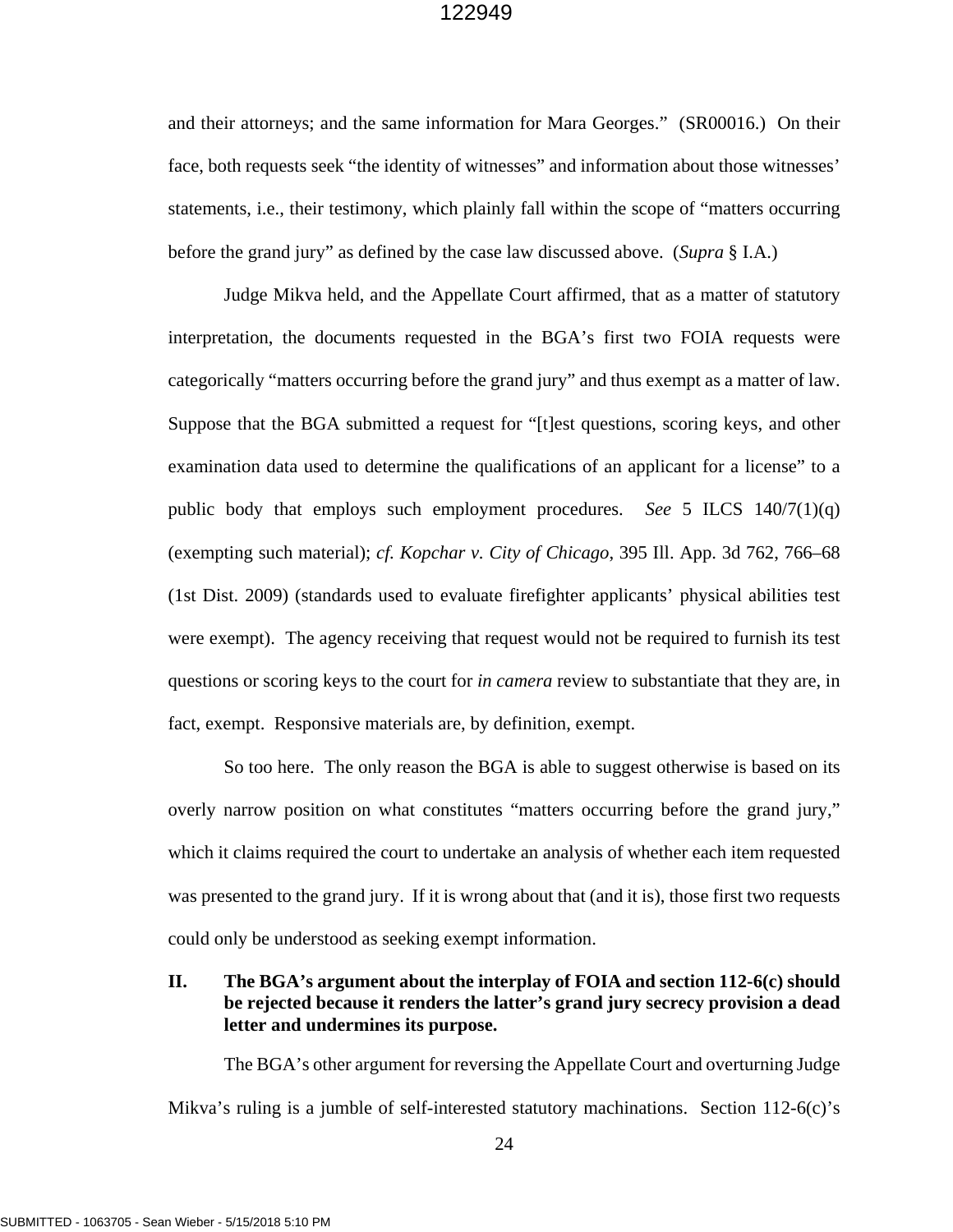and their attorneys; and the same information for Mara Georges." (SR00016.) On their face, both requests seek "the identity of witnesses" and information about those witnesses' statements, i.e., their testimony, which plainly fall within the scope of "matters occurring before the grand jury" as defined by the case law discussed above. (*Supra* § I.A.)

Judge Mikva held, and the Appellate Court affirmed, that as a matter of statutory interpretation, the documents requested in the BGA's first two FOIA requests were categorically "matters occurring before the grand jury" and thus exempt as a matter of law. Suppose that the BGA submitted a request for "[t]est questions, scoring keys, and other examination data used to determine the qualifications of an applicant for a license" to a public body that employs such employment procedures. *See* 5 ILCS 140/7(1)(q) (exempting such material); *cf. Kopchar v. City of Chicago*, 395 Ill. App. 3d 762, 766–68 (1st Dist. 2009) (standards used to evaluate firefighter applicants' physical abilities test were exempt). The agency receiving that request would not be required to furnish its test questions or scoring keys to the court for *in camera* review to substantiate that they are, in fact, exempt. Responsive materials are, by definition, exempt.

So too here. The only reason the BGA is able to suggest otherwise is based on its overly narrow position on what constitutes "matters occurring before the grand jury," which it claims required the court to undertake an analysis of whether each item requested was presented to the grand jury. If it is wrong about that (and it is), those first two requests could only be understood as seeking exempt information.

## II. The BGA's argument about the interplay of FOIA and section 112-6(c) should be rejected because it renders the latter's grand jury secrecy provision a dead letter and undermines its purpose.

The BGA's other argument for reversing the Appellate Court and overturning Judge Mikva's ruling is a jumble of self-interested statutory machinations. Section 112-6(c)'s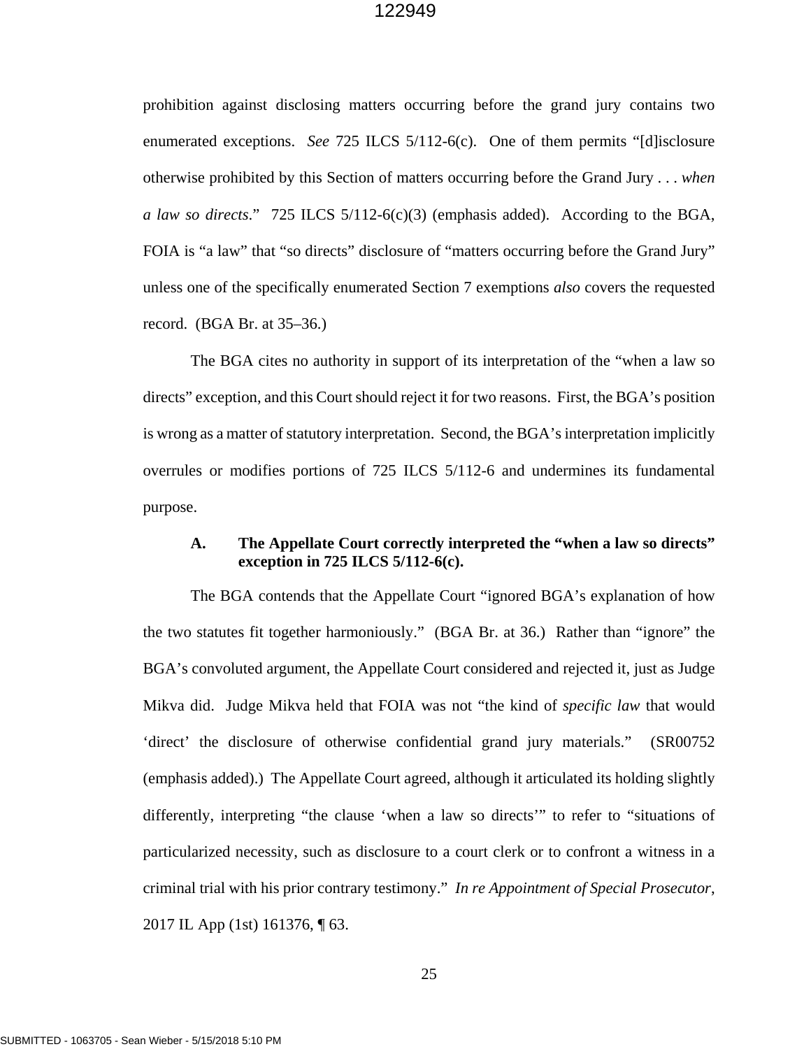prohibition against disclosing matters occurring before the grand jury contains two enumerated exceptions. *See* 725 ILCS 5/112-6(c). One of them permits "[d]isclosure otherwise prohibited by this Section of matters occurring before the Grand Jury . . . *when a law so directs*." 725 ILCS 5/112-6(c)(3) (emphasis added). According to the BGA, FOIA is "a law" that "so directs" disclosure of "matters occurring before the Grand Jury" unless one of the specifically enumerated Section 7 exemptions *also* covers the requested record. (BGA Br. at 35–36.)

The BGA cites no authority in support of its interpretation of the "when a law so directs" exception, and this Court should reject it for two reasons. First, the BGA's position is wrong as a matter of statutory interpretation. Second, the BGA's interpretation implicitly overrules or modifies portions of 725 ILCS 5/112-6 and undermines its fundamental purpose.

### A. The Appellate Court correctly interpreted the "when a law so directs" exception in 725 ILCS 5/112-6(c).

The BGA contends that the Appellate Court "ignored BGA's explanation of how the two statutes fit together harmoniously." (BGA Br. at 36.) Rather than "ignore" the BGA's convoluted argument, the Appellate Court considered and rejected it, just as Judge Mikva did. Judge Mikva held that FOIA was not "the kind of *specific law* that would 'direct' the disclosure of otherwise confidential grand jury materials." (SR00752 (emphasis added).) The Appellate Court agreed, although it articulated its holding slightly differently, interpreting "the clause 'when a law so directs'" to refer to "situations of particularized necessity, such as disclosure to a court clerk or to confront a witness in a criminal trial with his prior contrary testimony." *In re Appointment of Special Prosecutor*, 2017 IL App (1st) 161376, ¶ 63.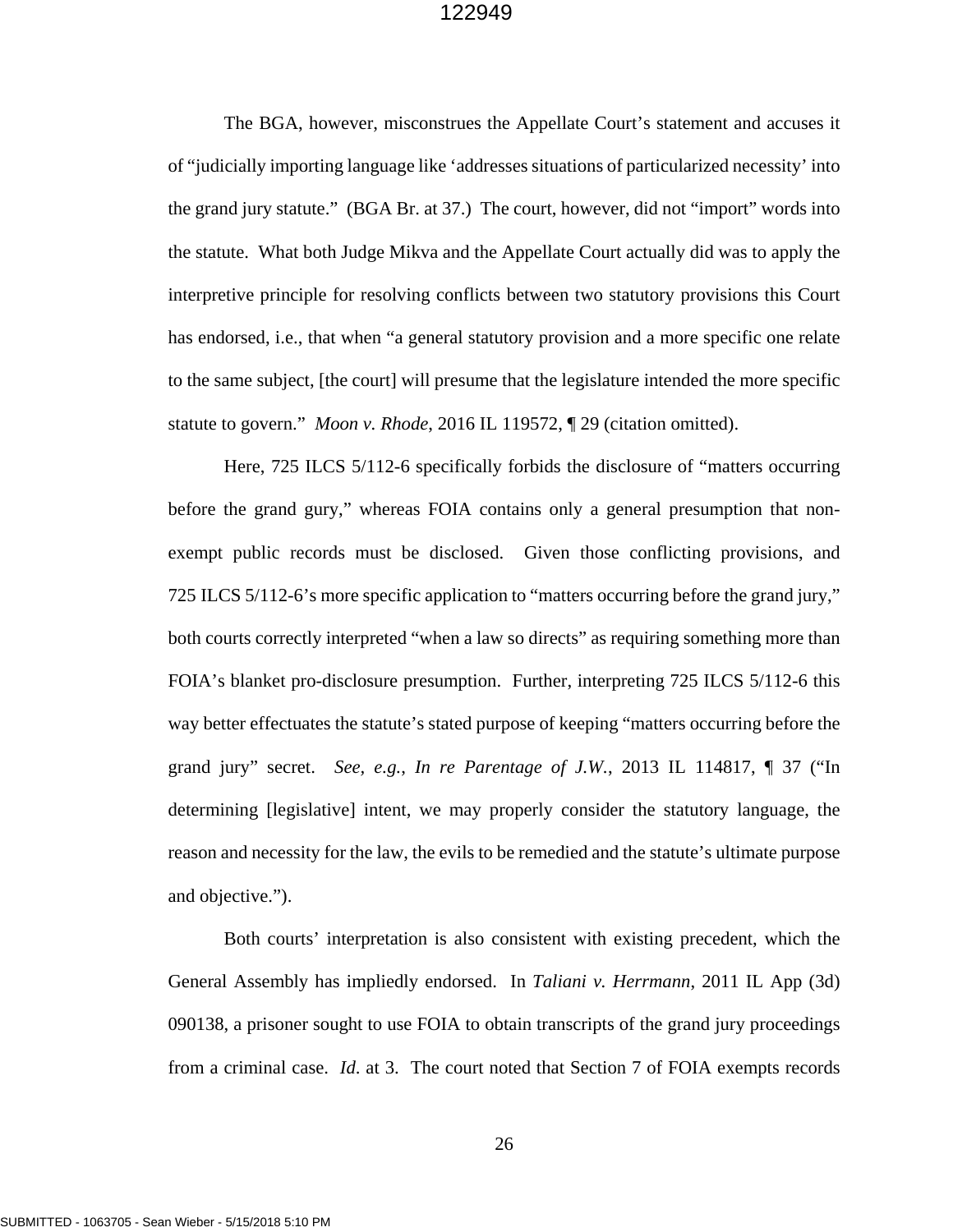The BGA, however, misconstrues the Appellate Court's statement and accuses it of "judicially importing language like 'addresses situations of particularized necessity' into the grand jury statute." (BGA Br. at 37.) The court, however, did not "import" words into the statute. What both Judge Mikva and the Appellate Court actually did was to apply the interpretive principle for resolving conflicts between two statutory provisions this Court has endorsed, i.e., that when "a general statutory provision and a more specific one relate to the same subject, [the court] will presume that the legislature intended the more specific statute to govern." *Moon v. Rhode*, 2016 IL 119572, ¶ 29 (citation omitted).

Here, 725 ILCS 5/112-6 specifically forbids the disclosure of "matters occurring before the grand gury," whereas FOIA contains only a general presumption that non-exempt public records must be disclosed. Given those conflicting provisions, and 725 ILCS 5/112-6's more specific application to "matters occurring before the grand jury," both courts correctly interpreted "when a law so directs" as requiring something more than FOIA's blanket pro-disclosure presumption. Further, interpreting 725 ILCS 5/112-6 this way better effectuates the statute's stated purpose of keeping "matters occurring before the grand jury" secret. *See, e.g.*, *In re Parentage of J.W.*, 2013 IL 114817, ¶ 37 ("In determining [legislative] intent, we may properly consider the statutory language, the reason and necessity for the law, the evils to be remedied and the statute's ultimate purpose and objective.").

Both courts' interpretation is also consistent with existing precedent, which the General Assembly has impliedly endorsed. In *Taliani v. Herrmann*, 2011 IL App (3d) 090138, a prisoner sought to use FOIA to obtain transcripts of the grand jury proceedings from a criminal case. *Id*. at 3. The court noted that Section 7 of FOIA exempts records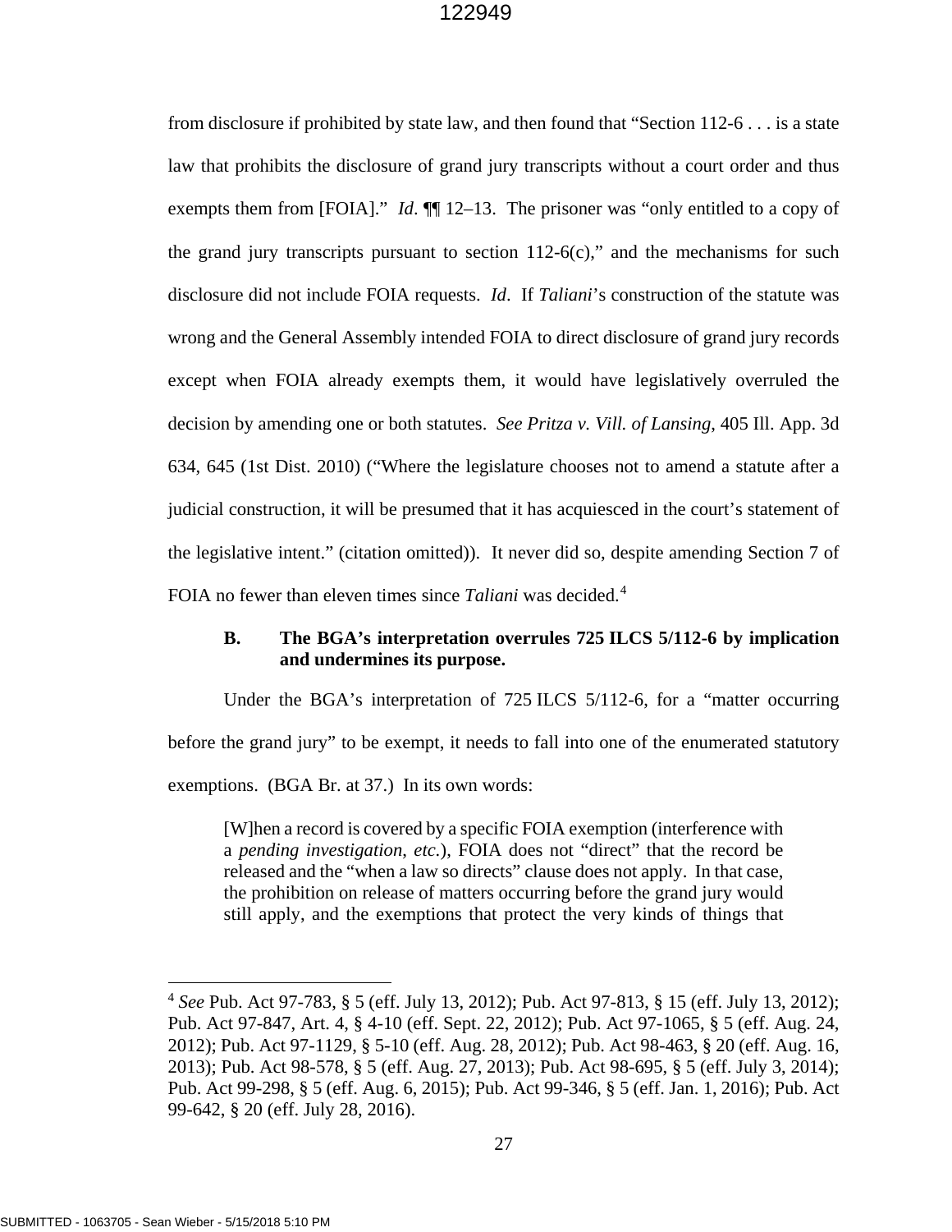from disclosure if prohibited by state law, and then found that "Section 112-6 . . . is a state law that prohibits the disclosure of grand jury transcripts without a court order and thus exempts them from [FOIA]." *Id*. ¶¶ 12–13. The prisoner was "only entitled to a copy of the grand jury transcripts pursuant to section 112-6(c)," and the mechanisms for such disclosure did not include FOIA requests. *Id*. If *Taliani*'s construction of the statute was wrong and the General Assembly intended FOIA to direct disclosure of grand jury records except when FOIA already exempts them, it would have legislatively overruled the decision by amending one or both statutes. *See Pritza v. Vill. of Lansing*, 405 Ill. App. 3d 634, 645 (1st Dist. 2010) ("Where the legislature chooses not to amend a statute after a judicial construction, it will be presumed that it has acquiesced in the court's statement of the legislative intent." (citation omitted)). It never did so, despite amending Section 7 of FOIA no fewer than eleven times since *Taliani* was decided.[4]

**B. The BGA's interpretation overrules 725 ILCS 5/112-6 by implication and undermines its purpose.**

Under the BGA's interpretation of 725 ILCS 5/112-6, for a "matter occurring before the grand jury" to be exempt, it needs to fall into one of the enumerated statutory exemptions. (BGA Br. at 37.) In its own words:

> [W]hen a record is covered by a specific FOIA exemption (interference with a *pending investigation*, *etc*.), FOIA does not "direct" that the record be released and the "when a law so directs" clause does not apply. In that case, the prohibition on release of matters occurring before the grand jury would still apply, and the exemptions that protect the very kinds of things that

[4] *See* Pub. Act 97-783, § 5 (eff. July 13, 2012); Pub. Act 97-813, § 15 (eff. July 13, 2012); Pub. Act 97-847, Art. 4, § 4-10 (eff. Sept. 22, 2012); Pub. Act 97-1065, § 5 (eff. Aug. 24, 2012); Pub. Act 97-1129, § 5-10 (eff. Aug. 28, 2012); Pub. Act 98-463, § 20 (eff. Aug. 16, 2013); Pub. Act 98-578, § 5 (eff. Aug. 27, 2013); Pub. Act 98-695, § 5 (eff. July 3, 2014); Pub. Act 99-298, § 5 (eff. Aug. 6, 2015); Pub. Act 99-346, § 5 (eff. Jan. 1, 2016); Pub. Act 99-642, § 20 (eff. July 28, 2016).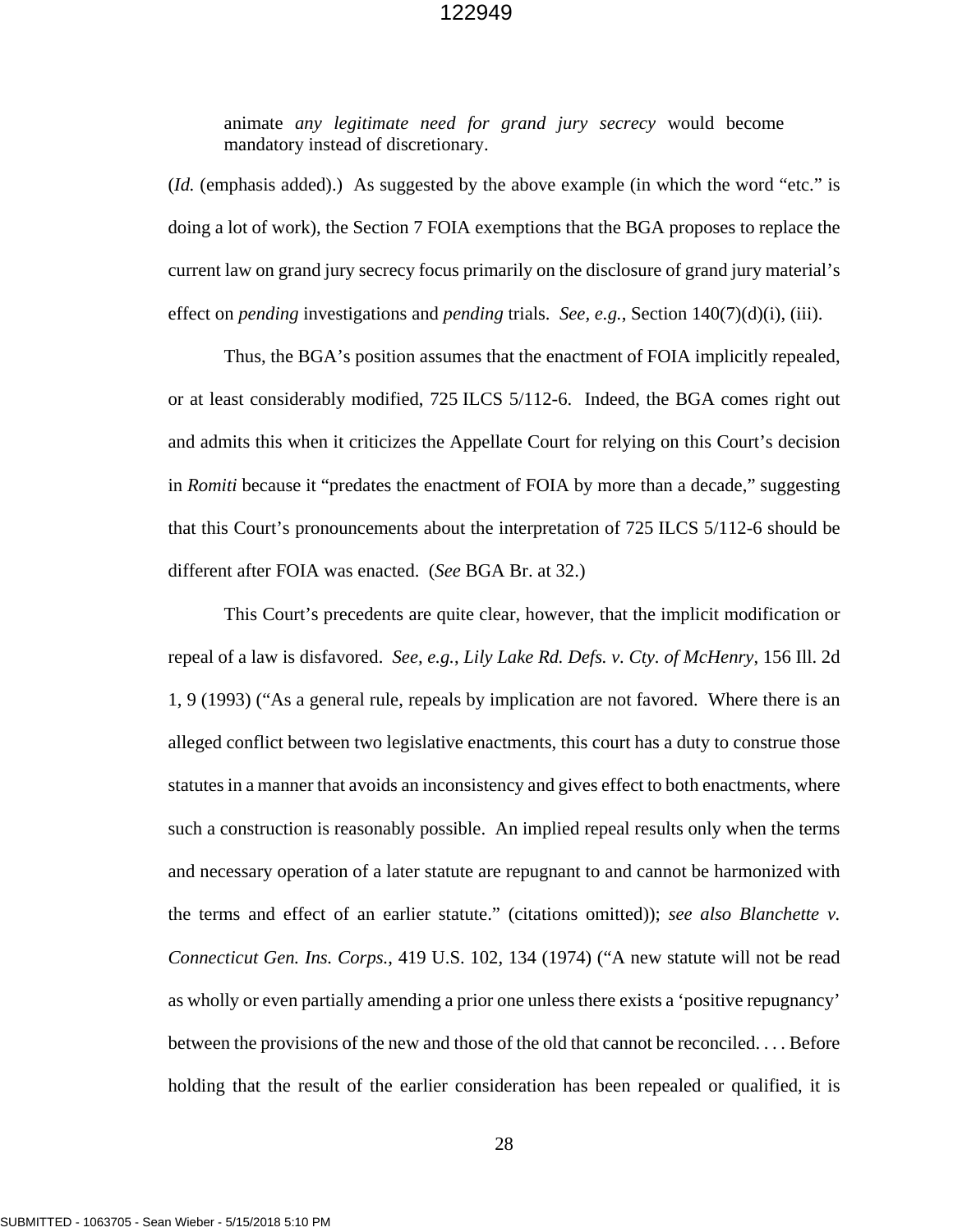> animate *any legitimate need for grand jury secrecy* would become mandatory instead of discretionary.

(*Id.* (emphasis added).) As suggested by the above example (in which the word "etc." is doing a lot of work), the Section 7 FOIA exemptions that the BGA proposes to replace the current law on grand jury secrecy focus primarily on the disclosure of grand jury material's effect on *pending* investigations and *pending* trials. *See, e.g.*, Section 140(7)(d)(i), (iii).

Thus, the BGA's position assumes that the enactment of FOIA implicitly repealed, or at least considerably modified, 725 ILCS 5/112-6. Indeed, the BGA comes right out and admits this when it criticizes the Appellate Court for relying on this Court's decision in *Romiti* because it "predates the enactment of FOIA by more than a decade," suggesting that this Court's pronouncements about the interpretation of 725 ILCS 5/112-6 should be different after FOIA was enacted. (*See* BGA Br. at 32.)

This Court's precedents are quite clear, however, that the implicit modification or repeal of a law is disfavored. *See, e.g.*, *Lily Lake Rd. Defs. v. Cty. of McHenry*, 156 Ill. 2d 1, 9 (1993) ("As a general rule, repeals by implication are not favored. Where there is an alleged conflict between two legislative enactments, this court has a duty to construe those statutes in a manner that avoids an inconsistency and gives effect to both enactments, where such a construction is reasonably possible. An implied repeal results only when the terms and necessary operation of a later statute are repugnant to and cannot be harmonized with the terms and effect of an earlier statute." (citations omitted)); *see also Blanchette v. Connecticut Gen. Ins. Corps.*, 419 U.S. 102, 134 (1974) ("A new statute will not be read as wholly or even partially amending a prior one unless there exists a 'positive repugnancy' between the provisions of the new and those of the old that cannot be reconciled. . . . Before holding that the result of the earlier consideration has been repealed or qualified, it is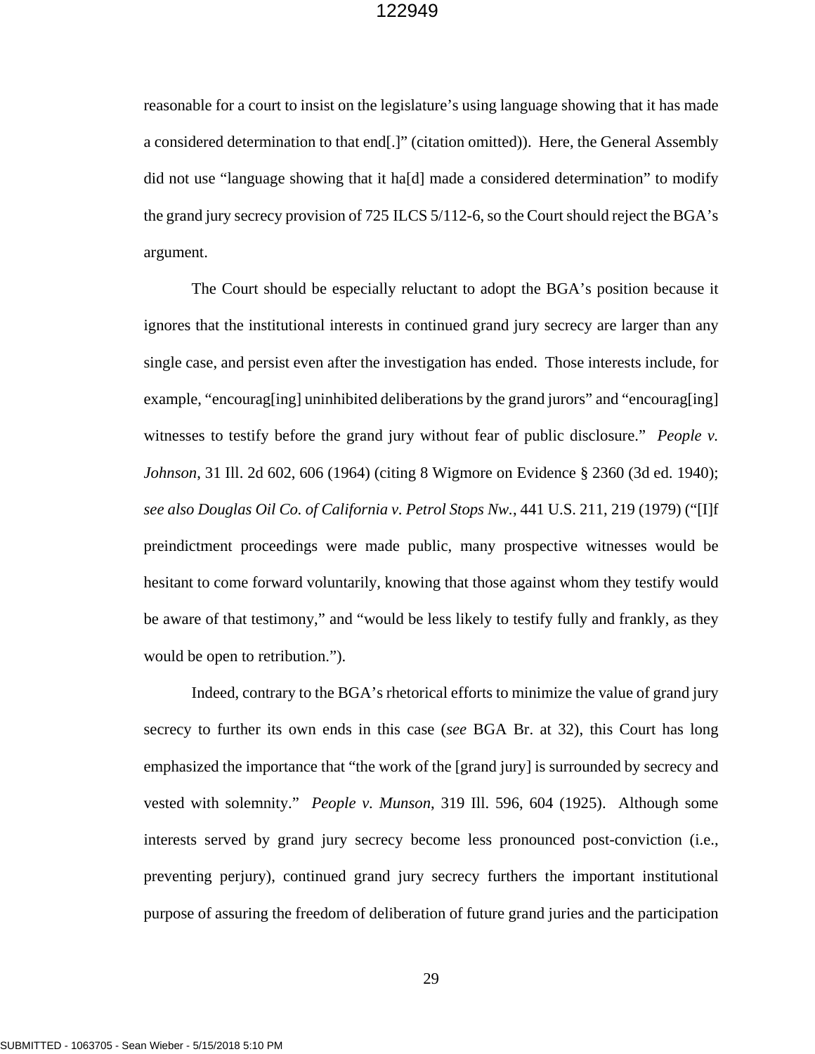reasonable for a court to insist on the legislature's using language showing that it has made a considered determination to that end[.]" (citation omitted)). Here, the General Assembly did not use "language showing that it ha[d] made a considered determination" to modify the grand jury secrecy provision of 725 ILCS 5/112-6, so the Court should reject the BGA's argument.

The Court should be especially reluctant to adopt the BGA's position because it ignores that the institutional interests in continued grand jury secrecy are larger than any single case, and persist even after the investigation has ended. Those interests include, for example, "encourag[ing] uninhibited deliberations by the grand jurors" and "encourag[ing] witnesses to testify before the grand jury without fear of public disclosure." *People v. Johnson*, 31 Ill. 2d 602, 606 (1964) (citing 8 Wigmore on Evidence § 2360 (3d ed. 1940); *see also Douglas Oil Co. of California v. Petrol Stops Nw.*, 441 U.S. 211, 219 (1979) ("[I]f preindictment proceedings were made public, many prospective witnesses would be hesitant to come forward voluntarily, knowing that those against whom they testify would be aware of that testimony," and "would be less likely to testify fully and frankly, as they would be open to retribution.").

Indeed, contrary to the BGA's rhetorical efforts to minimize the value of grand jury secrecy to further its own ends in this case (*see* BGA Br. at 32), this Court has long emphasized the importance that "the work of the [grand jury] is surrounded by secrecy and vested with solemnity." *People v. Munson*, 319 Ill. 596, 604 (1925). Although some interests served by grand jury secrecy become less pronounced post-conviction (i.e., preventing perjury), continued grand jury secrecy furthers the important institutional purpose of assuring the freedom of deliberation of future grand juries and the participation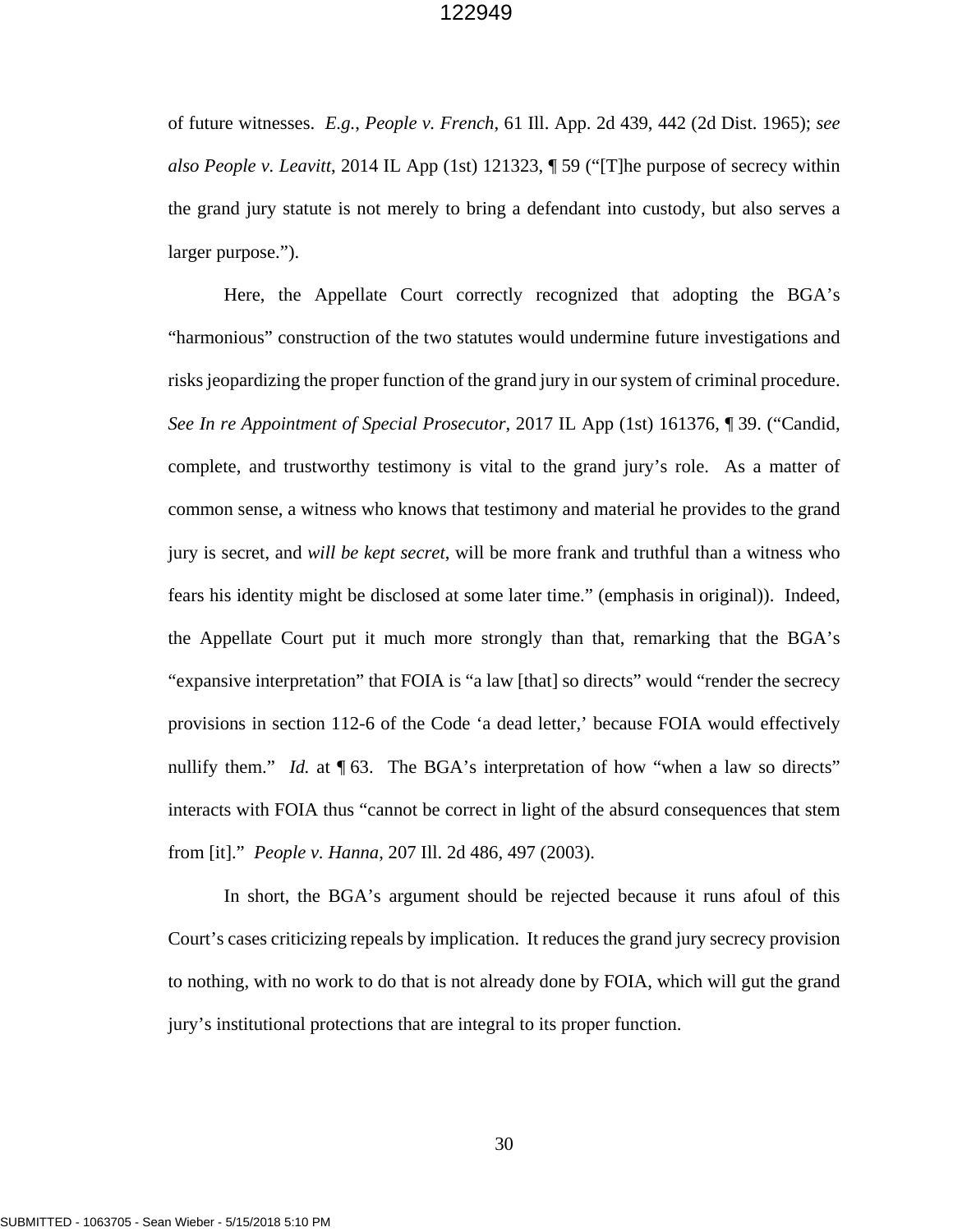of future witnesses. *E.g.*, *People v. French*, 61 Ill. App. 2d 439, 442 (2d Dist. 1965); *see also People v. Leavitt*, 2014 IL App (1st) 121323, ¶ 59 ("[T]he purpose of secrecy within the grand jury statute is not merely to bring a defendant into custody, but also serves a larger purpose.").

Here, the Appellate Court correctly recognized that adopting the BGA's "harmonious" construction of the two statutes would undermine future investigations and risks jeopardizing the proper function of the grand jury in our system of criminal procedure. *See In re Appointment of Special Prosecutor*, 2017 IL App (1st) 161376, ¶ 39. ("Candid, complete, and trustworthy testimony is vital to the grand jury's role. As a matter of common sense, a witness who knows that testimony and material he provides to the grand jury is secret, and *will be kept secret*, will be more frank and truthful than a witness who fears his identity might be disclosed at some later time." (emphasis in original)). Indeed, the Appellate Court put it much more strongly than that, remarking that the BGA's "expansive interpretation" that FOIA is "a law [that] so directs" would "render the secrecy provisions in section 112-6 of the Code 'a dead letter,' because FOIA would effectively nullify them." *Id.* at ¶ 63. The BGA's interpretation of how "when a law so directs" interacts with FOIA thus "cannot be correct in light of the absurd consequences that stem from [it]." *People v. Hanna*, 207 Ill. 2d 486, 497 (2003).

In short, the BGA's argument should be rejected because it runs afoul of this Court's cases criticizing repeals by implication. It reduces the grand jury secrecy provision to nothing, with no work to do that is not already done by FOIA, which will gut the grand jury's institutional protections that are integral to its proper function.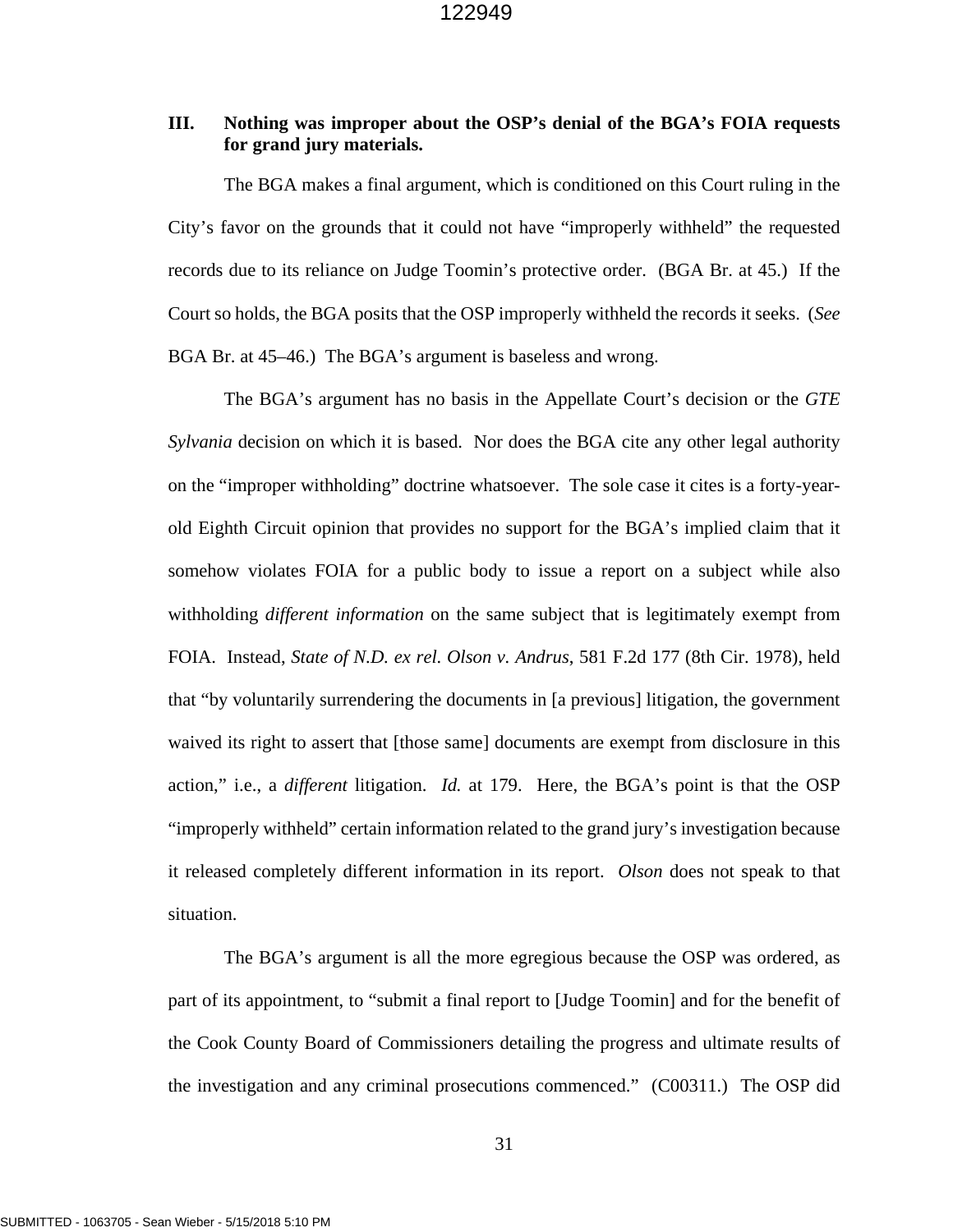## III. Nothing was improper about the OSP's denial of the BGA's FOIA requests for grand jury materials.

The BGA makes a final argument, which is conditioned on this Court ruling in the City's favor on the grounds that it could not have "improperly withheld" the requested records due to its reliance on Judge Toomin's protective order. (BGA Br. at 45.) If the Court so holds, the BGA posits that the OSP improperly withheld the records it seeks. (*See* BGA Br. at 45–46.) The BGA's argument is baseless and wrong.

The BGA's argument has no basis in the Appellate Court's decision or the *GTE Sylvania* decision on which it is based. Nor does the BGA cite any other legal authority on the "improper withholding" doctrine whatsoever. The sole case it cites is a forty-year-old Eighth Circuit opinion that provides no support for the BGA's implied claim that it somehow violates FOIA for a public body to issue a report on a subject while also withholding *different information* on the same subject that is legitimately exempt from FOIA. Instead, *State of N.D. ex rel. Olson v. Andrus*, 581 F.2d 177 (8th Cir. 1978), held that "by voluntarily surrendering the documents in [a previous] litigation, the government waived its right to assert that [those same] documents are exempt from disclosure in this action," i.e., a *different* litigation. *Id.* at 179. Here, the BGA's point is that the OSP "improperly withheld" certain information related to the grand jury's investigation because it released completely different information in its report. *Olson* does not speak to that situation.

The BGA's argument is all the more egregious because the OSP was ordered, as part of its appointment, to "submit a final report to [Judge Toomin] and for the benefit of the Cook County Board of Commissioners detailing the progress and ultimate results of the investigation and any criminal prosecutions commenced." (C00311.) The OSP did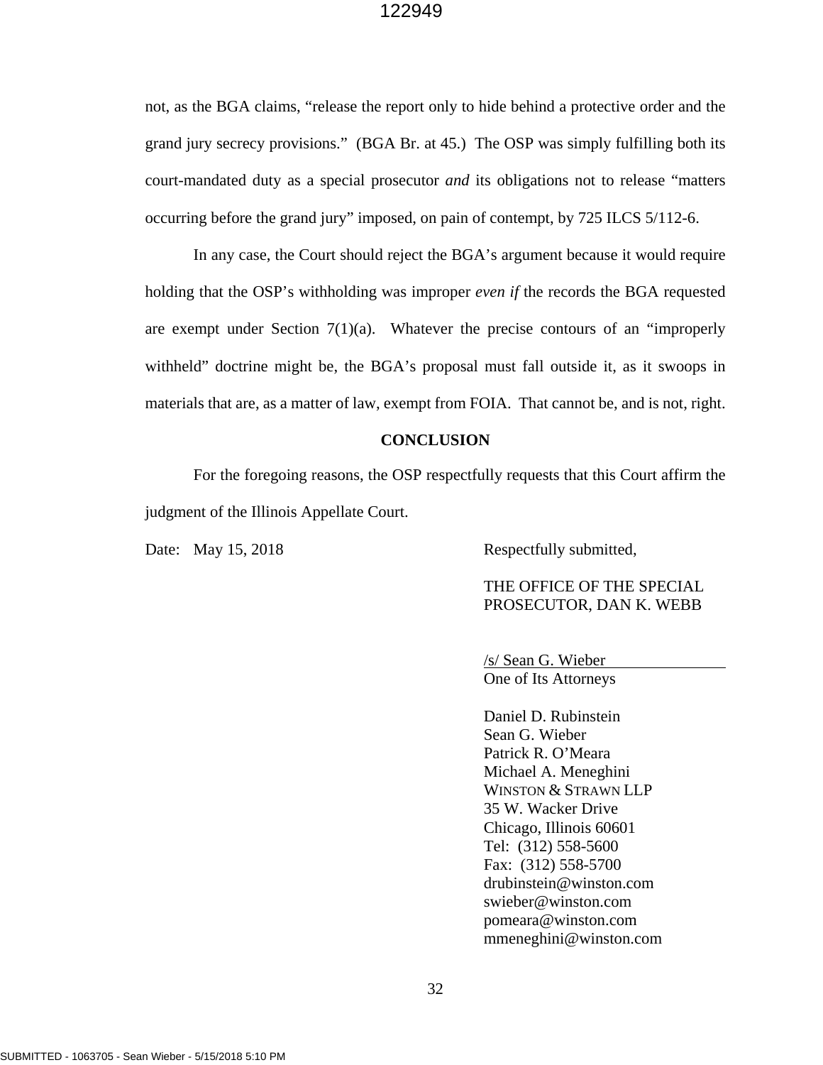not, as the BGA claims, "release the report only to hide behind a protective order and the grand jury secrecy provisions." (BGA Br. at 45.) The OSP was simply fulfilling both its court-mandated duty as a special prosecutor *and* its obligations not to release "matters occurring before the grand jury" imposed, on pain of contempt, by 725 ILCS 5/112-6.

In any case, the Court should reject the BGA's argument because it would require holding that the OSP's withholding was improper *even if* the records the BGA requested are exempt under Section 7(1)(a). Whatever the precise contours of an "improperly withheld" doctrine might be, the BGA's proposal must fall outside it, as it swoops in materials that are, as a matter of law, exempt from FOIA. That cannot be, and is not, right.

**CONCLUSION**

For the foregoing reasons, the OSP respectfully requests that this Court affirm the judgment of the Illinois Appellate Court.

Date: May 15, 2018

Respectfully submitted,

THE OFFICE OF THE SPECIAL PROSECUTOR, DAN K. WEBB

/s/ Sean G. Wieber
One of Its Attorneys

Daniel D. Rubinstein
Sean G. Wieber
Patrick R. O'Meara
Michael A. Meneghini
WINSTON & STRAWN LLP
35 W. Wacker Drive
Chicago, Illinois 60601
Tel: (312) 558-5600
Fax: (312) 558-5700
drubinstein@winston.com
swieber@winston.com
pomeara@winston.com
mmeneghini@winston.com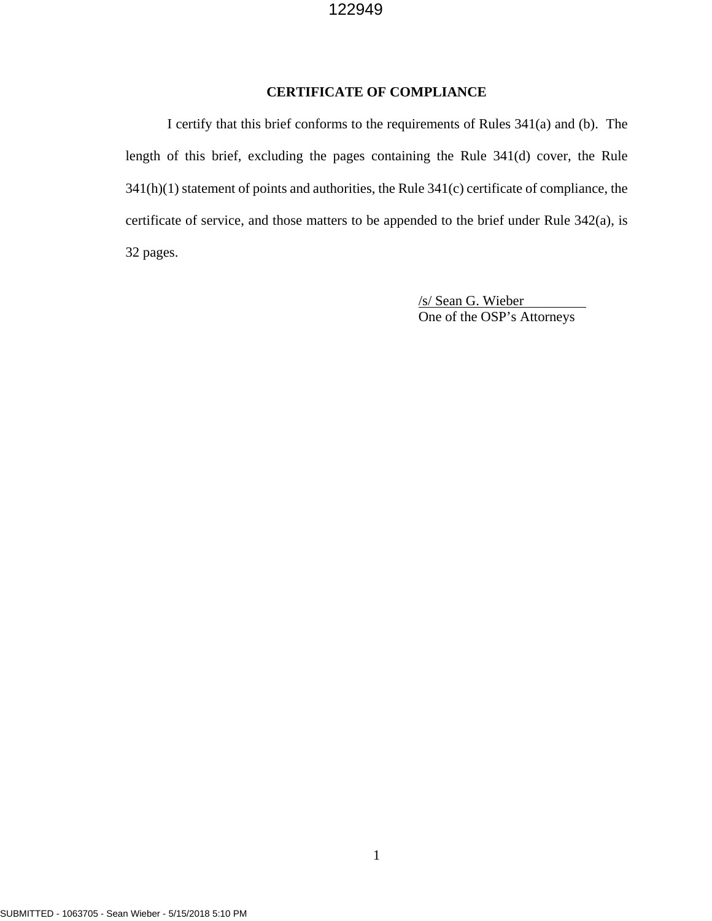## CERTIFICATE OF COMPLIANCE

I certify that this brief conforms to the requirements of Rules 341(a) and (b). The length of this brief, excluding the pages containing the Rule 341(d) cover, the Rule 341(h)(1) statement of points and authorities, the Rule 341(c) certificate of compliance, the certificate of service, and those matters to be appended to the brief under Rule 342(a), is 32 pages.

/s/ Sean G. Wieber
One of the OSP's Attorneys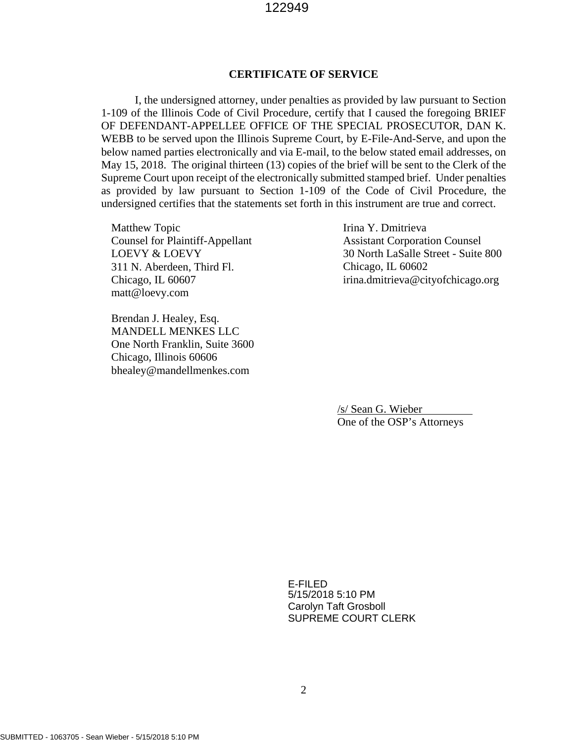## CERTIFICATE OF SERVICE

I, the undersigned attorney, under penalties as provided by law pursuant to Section 1-109 of the Illinois Code of Civil Procedure, certify that I caused the foregoing BRIEF OF DEFENDANT-APPELLEE OFFICE OF THE SPECIAL PROSECUTOR, DAN K. WEBB to be served upon the Illinois Supreme Court, by E-File-And-Serve, and upon the below named parties electronically and via E-mail, to the below stated email addresses, on May 15, 2018. The original thirteen (13) copies of the brief will be sent to the Clerk of the Supreme Court upon receipt of the electronically submitted stamped brief. Under penalties as provided by law pursuant to Section 1-109 of the Code of Civil Procedure, the undersigned certifies that the statements set forth in this instrument are true and correct.

Matthew Topic
Counsel for Plaintiff-Appellant
LOEVY & LOEVY
311 N. Aberdeen, Third Fl.
Chicago, IL 60607
matt@loevy.com

Irina Y. Dmitrieva
Assistant Corporation Counsel
30 North LaSalle Street - Suite 800
Chicago, IL 60602
irina.dmitrieva@cityofchicago.org

Brendan J. Healey, Esq.
MANDELL MENKES LLC
One North Franklin, Suite 3600
Chicago, Illinois 60606
bhealey@mandellmenkes.com

/s/ Sean G. Wieber
One of the OSP's Attorneys

E-FILED
5/15/2018 5:10 PM
Carolyn Taft Grosboll
SUPREME COURT CLERK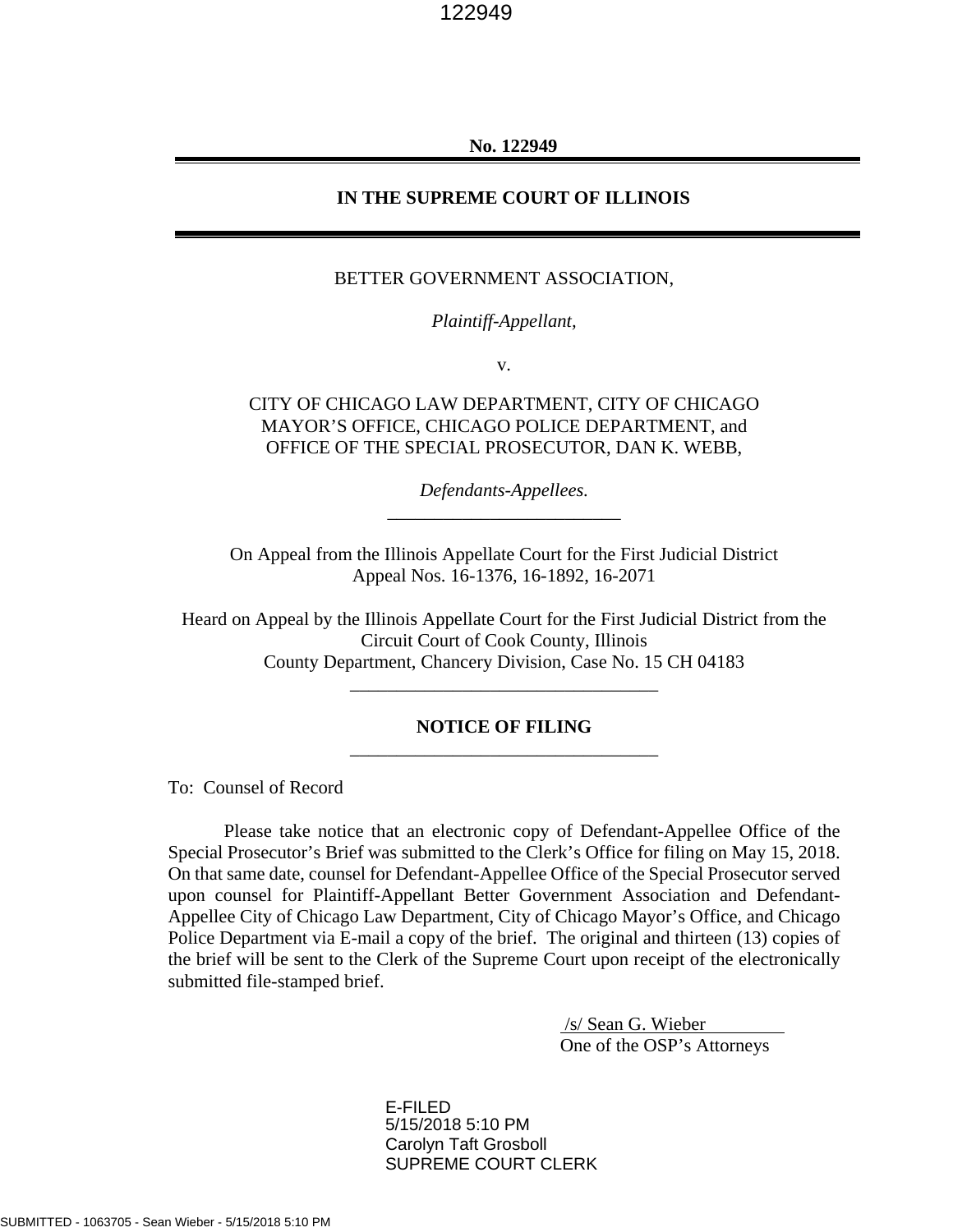**No. 122949**

---

**IN THE SUPREME COURT OF ILLINOIS**

---

BETTER GOVERNMENT ASSOCIATION,

*Plaintiff-Appellant,*

v.

CITY OF CHICAGO LAW DEPARTMENT, CITY OF CHICAGO MAYOR'S OFFICE, CHICAGO POLICE DEPARTMENT, and OFFICE OF THE SPECIAL PROSECUTOR, DAN K. WEBB,

*Defendants-Appellees.*

---

On Appeal from the Illinois Appellate Court for the First Judicial District
Appeal Nos. 16-1376, 16-1892, 16-2071

Heard on Appeal by the Illinois Appellate Court for the First Judicial District from the Circuit Court of Cook County, Illinois
County Department, Chancery Division, Case No. 15 CH 04183

---

**NOTICE OF FILING**

---

To: Counsel of Record

Please take notice that an electronic copy of Defendant-Appellee Office of the Special Prosecutor's Brief was submitted to the Clerk's Office for filing on May 15, 2018. On that same date, counsel for Defendant-Appellee Office of the Special Prosecutor served upon counsel for Plaintiff-Appellant Better Government Association and Defendant-Appellee City of Chicago Law Department, City of Chicago Mayor's Office, and Chicago Police Department via E-mail a copy of the brief. The original and thirteen (13) copies of the brief will be sent to the Clerk of the Supreme Court upon receipt of the electronically submitted file-stamped brief.

/s/ Sean G. Wieber
One of the OSP's Attorneys

E-FILED
5/15/2018 5:10 PM
Carolyn Taft Grosboll
SUPREME COURT CLERK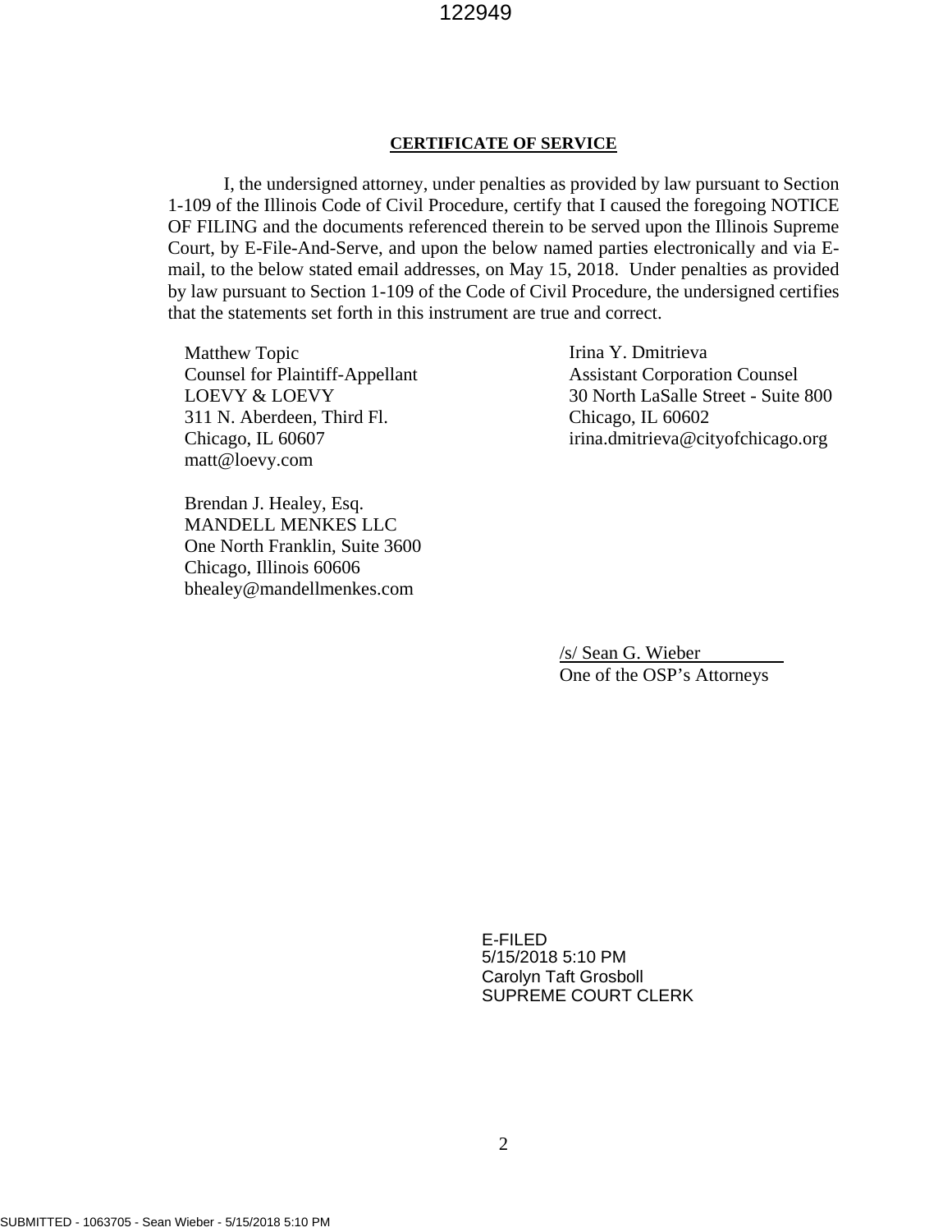## CERTIFICATE OF SERVICE

I, the undersigned attorney, under penalties as provided by law pursuant to Section 1-109 of the Illinois Code of Civil Procedure, certify that I caused the foregoing NOTICE OF FILING and the documents referenced therein to be served upon the Illinois Supreme Court, by E-File-And-Serve, and upon the below named parties electronically and via E-mail, to the below stated email addresses, on May 15, 2018. Under penalties as provided by law pursuant to Section 1-109 of the Code of Civil Procedure, the undersigned certifies that the statements set forth in this instrument are true and correct.

Matthew Topic
Counsel for Plaintiff-Appellant
LOEVY & LOEVY
311 N. Aberdeen, Third Fl.
Chicago, IL 60607
matt@loevy.com

Irina Y. Dmitrieva
Assistant Corporation Counsel
30 North LaSalle Street - Suite 800
Chicago, IL 60602
irina.dmitrieva@cityofchicago.org

Brendan J. Healey, Esq.
MANDELL MENKES LLC
One North Franklin, Suite 3600
Chicago, Illinois 60606
bhealey@mandellmenkes.com

/s/ Sean G. Wieber
One of the OSP's Attorneys

E-FILED
5/15/2018 5:10 PM
Carolyn Taft Grosboll
SUPREME COURT CLERK